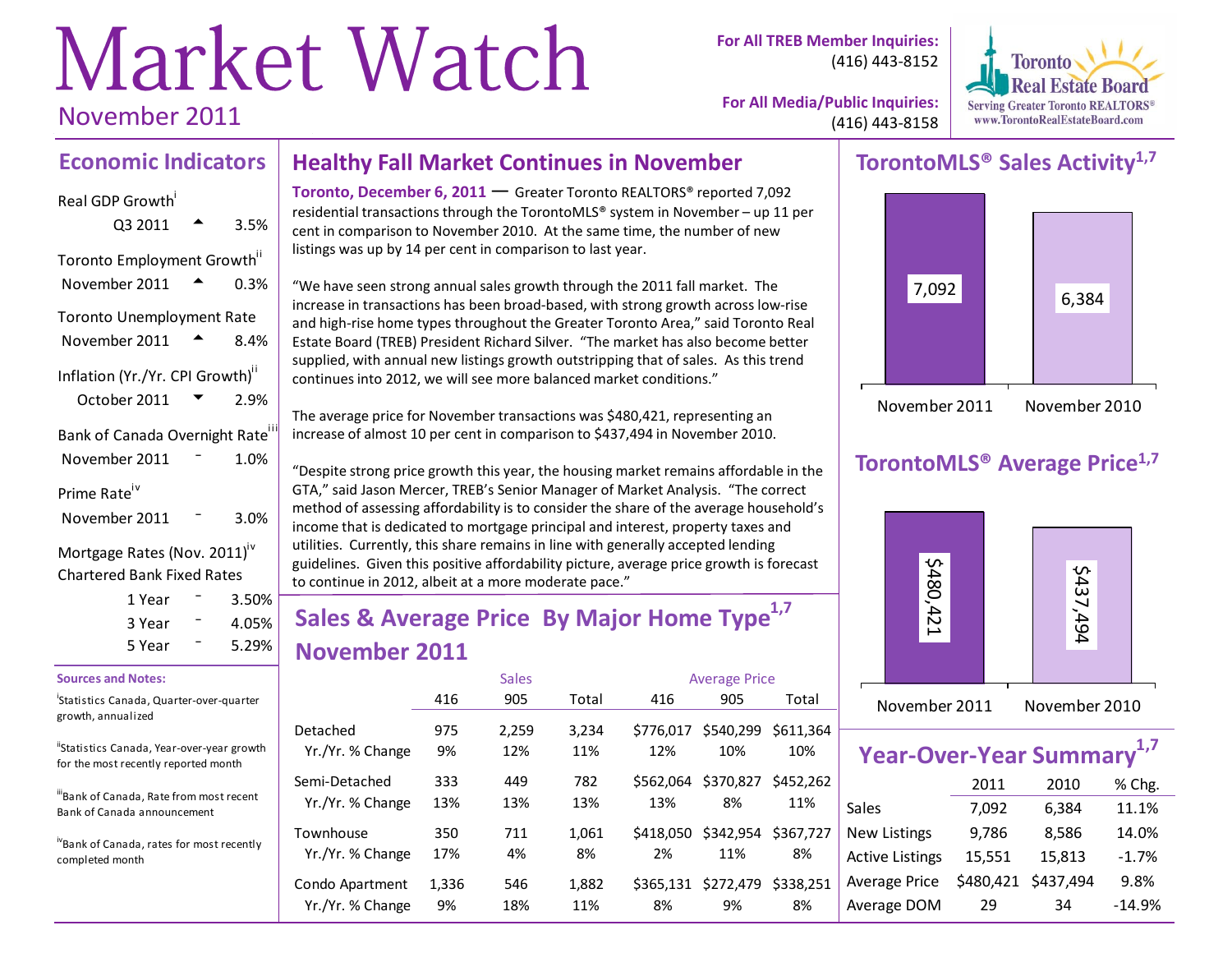# Market Watch

November 2011

**For All TREB Member Inquiries:** (416) 443-8152

**For All Media/Public Inquiries:** (416) 443-8158

Toronto Real Estate Board
Serving Greater Toronto REALTORS®
www.TorontoRealEstateBoard.com

## Economic Indicators

Real GDP Growth[i]
Q3 2011 ▲ 3.5%

Toronto Employment Growth[ii]
November 2011 ▲ 0.3%

Toronto Unemployment Rate
November 2011 ▲ 8.4%

Inflation (Yr./Yr. CPI Growth)[ii]
October 2011 ▼ 2.9%

Bank of Canada Overnight Rate[iii]
November 2011 – 1.0%

Prime Rate[iv]
November 2011 – 3.0%

Mortgage Rates (Nov. 2011)[iv]
Chartered Bank Fixed Rates
1 Year – 3.50%
3 Year – 4.05%
5 Year – 5.29%

**Sources and Notes:**

[i] Statistics Canada, Quarter-over-quarter growth, annualized

[ii] Statistics Canada, Year-over-year growth for the most recently reported month

[iii] Bank of Canada, Rate from most recent Bank of Canada announcement

[iv] Bank of Canada, rates for most recently completed month

## Healthy Fall Market Continues in November

**Toronto, December 6, 2011** — Greater Toronto REALTORS® reported 7,092 residential transactions through the TorontoMLS® system in November – up 11 per cent in comparison to November 2010. At the same time, the number of new listings was up by 14 per cent in comparison to last year.

"We have seen strong annual sales growth through the 2011 fall market. The increase in transactions has been broad-based, with strong growth across low-rise and high-rise home types throughout the Greater Toronto Area," said Toronto Real Estate Board (TREB) President Richard Silver. "The market has also become better supplied, with annual new listings growth outstripping that of sales. As this trend continues into 2012, we will see more balanced market conditions."

The average price for November transactions was $480,421, representing an increase of almost 10 per cent in comparison to $437,494 in November 2010.

"Despite strong price growth this year, the housing market remains affordable in the GTA," said Jason Mercer, TREB's Senior Manager of Market Analysis. "The correct method of assessing affordability is to consider the share of the average household's income that is dedicated to mortgage principal and interest, property taxes and utilities. Currently, this share remains in line with generally accepted lending guidelines. Given this positive affordability picture, average price growth is forecast to continue in 2012, albeit at a more moderate pace."

## Sales & Average Price By Major Home Type[1,7] November 2011

| | Sales | | | Average Price | | |
|---|---|---|---|---|---|---|
| | 416 | 905 | Total | 416 | 905 | Total |
| Detached | 975 | 2,259 | 3,234 | $776,017 | $540,299 | $611,364 |
| Yr./Yr. % Change | 9% | 12% | 11% | 12% | 10% | 10% |
| Semi-Detached | 333 | 449 | 782 | $562,064 | $370,827 | $452,262 |
| Yr./Yr. % Change | 13% | 13% | 13% | 13% | 8% | 11% |
| Townhouse | 350 | 711 | 1,061 | $418,050 | $342,954 | $367,727 |
| Yr./Yr. % Change | 17% | 4% | 8% | 2% | 11% | 8% |
| Condo Apartment | 1,336 | 546 | 1,882 | $365,131 | $272,479 | $338,251 |
| Yr./Yr. % Change | 9% | 18% | 11% | 8% | 9% | 8% |

## TorontoMLS® Sales Activity[1,7]

| November 2011 | November 2010 |
|---|---|
| 7,092 | 6,384 |

## TorontoMLS® Average Price[1,7]

| November 2011 | November 2010 |
|---|---|
| $480,421 | $437,494 |

## Year-Over-Year Summary[1,7]

| | 2011 | 2010 | % Chg. |
|---|---|---|---|
| Sales | 7,092 | 6,384 | 11.1% |
| New Listings | 9,786 | 8,586 | 14.0% |
| Active Listings | 15,551 | 15,813 | -1.7% |
| Average Price | $480,421 | $437,494 | 9.8% |
| Average DOM | 29 | 34 | -14.9% |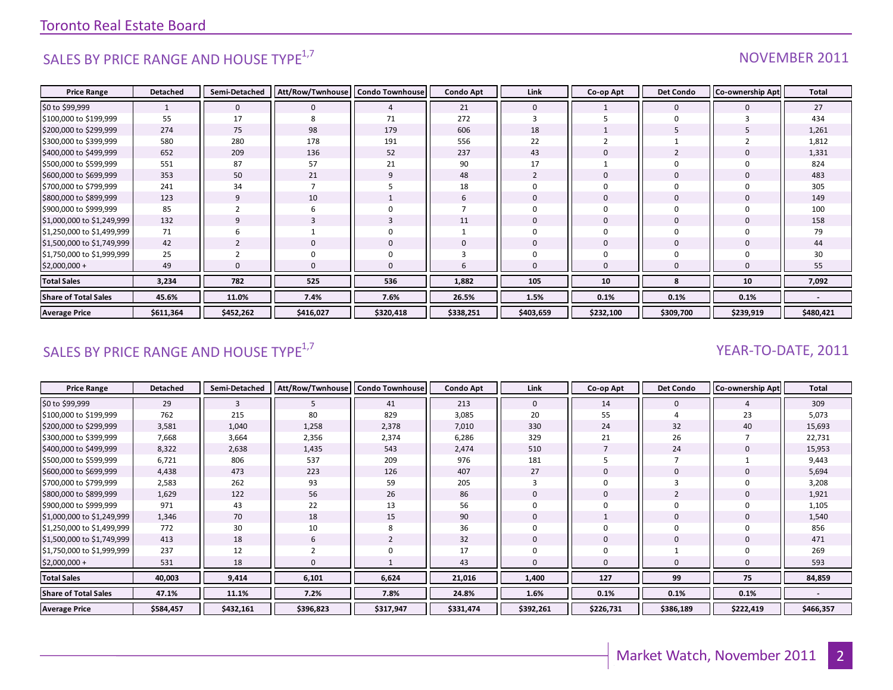## SALES BY PRICE RANGE AND HOUSE TYPE[1,7]

NOVEMBER 2011

| Price Range | Detached | Semi-Detached | Att/Row/Twnhouse | Condo Townhouse | Condo Apt | Link | Co-op Apt | Det Condo | Co-ownership Apt | Total |
|---|---|---|---|---|---|---|---|---|---|---|
| $0 to $99,999 | 1 | 0 | 0 | 4 | 21 | 0 | 1 | 0 | 0 | 27 |
| $100,000 to $199,999 | 55 | 17 | 8 | 71 | 272 | 3 | 5 | 0 | 3 | 434 |
| $200,000 to $299,999 | 274 | 75 | 98 | 179 | 606 | 18 | 1 | 5 | 5 | 1,261 |
| $300,000 to $399,999 | 580 | 280 | 178 | 191 | 556 | 22 | 2 | 1 | 2 | 1,812 |
| $400,000 to $499,999 | 652 | 209 | 136 | 52 | 237 | 43 | 0 | 2 | 0 | 1,331 |
| $500,000 to $599,999 | 551 | 87 | 57 | 21 | 90 | 17 | 1 | 0 | 0 | 824 |
| $600,000 to $699,999 | 353 | 50 | 21 | 9 | 48 | 2 | 0 | 0 | 0 | 483 |
| $700,000 to $799,999 | 241 | 34 | 7 | 5 | 18 | 0 | 0 | 0 | 0 | 305 |
| $800,000 to $899,999 | 123 | 9 | 10 | 1 | 6 | 0 | 0 | 0 | 0 | 149 |
| $900,000 to $999,999 | 85 | 2 | 6 | 0 | 7 | 0 | 0 | 0 | 0 | 100 |
| $1,000,000 to $1,249,999 | 132 | 9 | 3 | 3 | 11 | 0 | 0 | 0 | 0 | 158 |
| $1,250,000 to $1,499,999 | 71 | 6 | 1 | 0 | 1 | 0 | 0 | 0 | 0 | 79 |
| $1,500,000 to $1,749,999 | 42 | 2 | 0 | 0 | 0 | 0 | 0 | 0 | 0 | 44 |
| $1,750,000 to $1,999,999 | 25 | 2 | 0 | 0 | 3 | 0 | 0 | 0 | 0 | 30 |
| $2,000,000 + | 49 | 0 | 0 | 0 | 6 | 0 | 0 | 0 | 0 | 55 |
| **Total Sales** | **3,234** | **782** | **525** | **536** | **1,882** | **105** | **10** | **8** | **10** | **7,092** |
| **Share of Total Sales** | **45.6%** | **11.0%** | **7.4%** | **7.6%** | **26.5%** | **1.5%** | **0.1%** | **0.1%** | **0.1%** | **-** |
| **Average Price** | **$611,364** | **$452,262** | **$416,027** | **$320,418** | **$338,251** | **$403,659** | **$232,100** | **$309,700** | **$239,919** | **$480,421** |

## SALES BY PRICE RANGE AND HOUSE TYPE[1,7]

YEAR-TO-DATE, 2011

| Price Range | Detached | Semi-Detached | Att/Row/Twnhouse | Condo Townhouse | Condo Apt | Link | Co-op Apt | Det Condo | Co-ownership Apt | Total |
|---|---|---|---|---|---|---|---|---|---|---|
| $0 to $99,999 | 29 | 3 | 5 | 41 | 213 | 0 | 14 | 0 | 4 | 309 |
| $100,000 to $199,999 | 762 | 215 | 80 | 829 | 3,085 | 20 | 55 | 4 | 23 | 5,073 |
| $200,000 to $299,999 | 3,581 | 1,040 | 1,258 | 2,378 | 7,010 | 330 | 24 | 32 | 40 | 15,693 |
| $300,000 to $399,999 | 7,668 | 3,664 | 2,356 | 2,374 | 6,286 | 329 | 21 | 26 | 7 | 22,731 |
| $400,000 to $499,999 | 8,322 | 2,638 | 1,435 | 543 | 2,474 | 510 | 7 | 24 | 0 | 15,953 |
| $500,000 to $599,999 | 6,721 | 806 | 537 | 209 | 976 | 181 | 5 | 7 | 1 | 9,443 |
| $600,000 to $699,999 | 4,438 | 473 | 223 | 126 | 407 | 27 | 0 | 0 | 0 | 5,694 |
| $700,000 to $799,999 | 2,583 | 262 | 93 | 59 | 205 | 3 | 0 | 3 | 0 | 3,208 |
| $800,000 to $899,999 | 1,629 | 122 | 56 | 26 | 86 | 0 | 0 | 2 | 0 | 1,921 |
| $900,000 to $999,999 | 971 | 43 | 22 | 13 | 56 | 0 | 0 | 0 | 0 | 1,105 |
| $1,000,000 to $1,249,999 | 1,346 | 70 | 18 | 15 | 90 | 0 | 1 | 0 | 0 | 1,540 |
| $1,250,000 to $1,499,999 | 772 | 30 | 10 | 8 | 36 | 0 | 0 | 0 | 0 | 856 |
| $1,500,000 to $1,749,999 | 413 | 18 | 6 | 2 | 32 | 0 | 0 | 0 | 0 | 471 |
| $1,750,000 to $1,999,999 | 237 | 12 | 2 | 0 | 17 | 0 | 0 | 1 | 0 | 269 |
| $2,000,000 + | 531 | 18 | 0 | 1 | 43 | 0 | 0 | 0 | 0 | 593 |
| **Total Sales** | **40,003** | **9,414** | **6,101** | **6,624** | **21,016** | **1,400** | **127** | **99** | **75** | **84,859** |
| **Share of Total Sales** | **47.1%** | **11.1%** | **7.2%** | **7.8%** | **24.8%** | **1.6%** | **0.1%** | **0.1%** | **0.1%** | **-** |
| **Average Price** | **$584,457** | **$432,161** | **$396,823** | **$317,947** | **$331,474** | **$392,261** | **$226,731** | **$386,189** | **$222,419** | **$466,357** |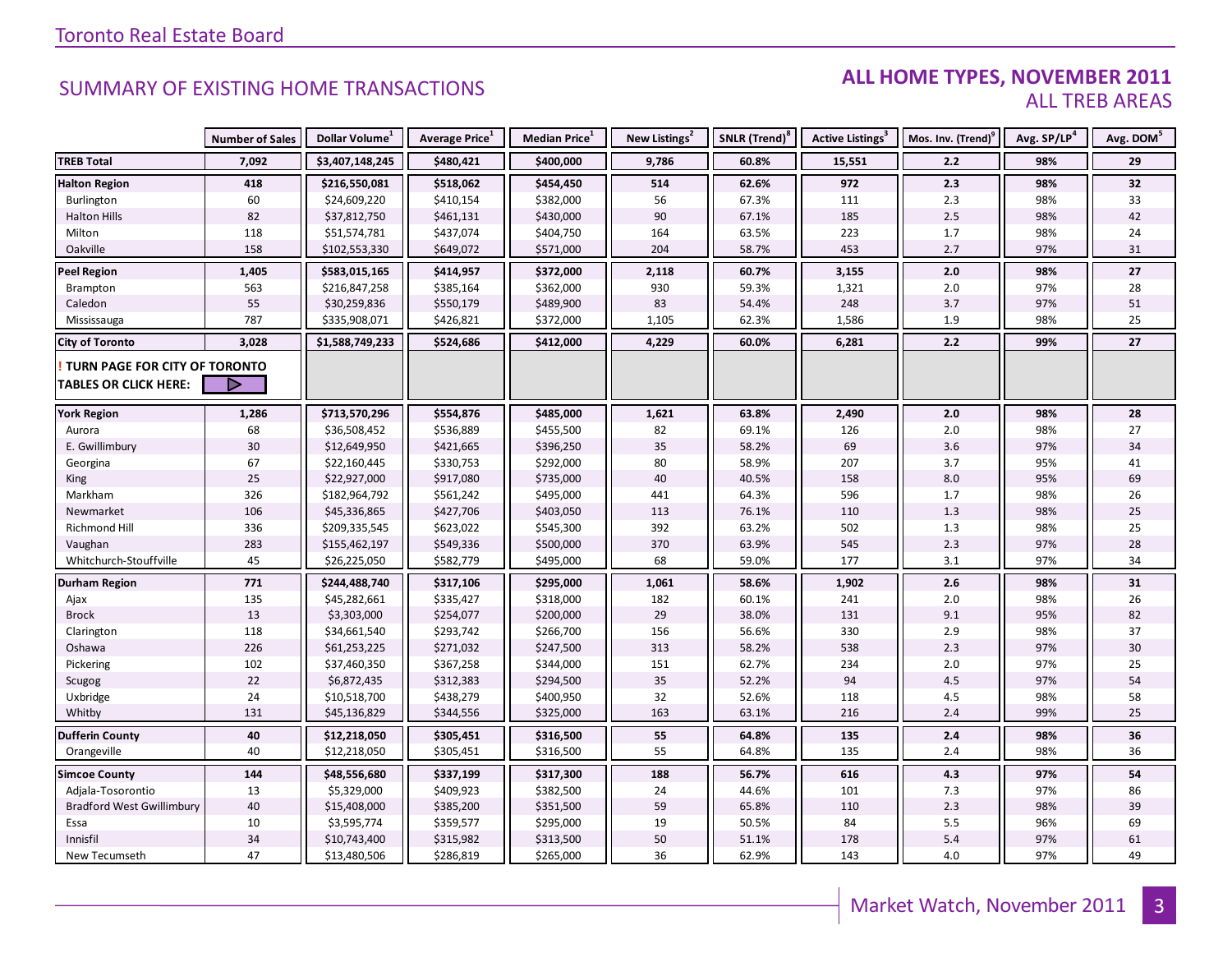Toronto Real Estate Board

## SUMMARY OF EXISTING HOME TRANSACTIONS

### ALL HOME TYPES, NOVEMBER 2011
ALL TREB AREAS

| | Number of Sales | Dollar Volume[1] | Average Price[1] | Median Price[1] | New Listings[2] | SNLR (Trend)[8] | Active Listings[3] | Mos. Inv. (Trend)[9] | Avg. SP/LP[4] | Avg. DOM[5] |
|---|---|---|---|---|---|---|---|---|---|---|
| **TREB Total** | **7,092** | **$3,407,148,245** | **$480,421** | **$400,000** | **9,786** | **60.8%** | **15,551** | **2.2** | **98%** | **29** |
| **Halton Region** | **418** | **$216,550,081** | **$518,062** | **$454,450** | **514** | **62.6%** | **972** | **2.3** | **98%** | **32** |
| Burlington | 60 | $24,609,220 | $410,154 | $382,000 | 56 | 67.3% | 111 | 2.3 | 98% | 33 |
| Halton Hills | 82 | $37,812,750 | $461,131 | $430,000 | 90 | 67.1% | 185 | 2.5 | 98% | 42 |
| Milton | 118 | $51,574,781 | $437,074 | $404,750 | 164 | 63.5% | 223 | 1.7 | 98% | 24 |
| Oakville | 158 | $102,553,330 | $649,072 | $571,000 | 204 | 58.7% | 453 | 2.7 | 97% | 31 |
| **Peel Region** | **1,405** | **$583,015,165** | **$414,957** | **$372,000** | **2,118** | **60.7%** | **3,155** | **2.0** | **98%** | **27** |
| Brampton | 563 | $216,847,258 | $385,164 | $362,000 | 930 | 59.3% | 1,321 | 2.0 | 97% | 28 |
| Caledon | 55 | $30,259,836 | $550,179 | $489,900 | 83 | 54.4% | 248 | 3.7 | 97% | 51 |
| Mississauga | 787 | $335,908,071 | $426,821 | $372,000 | 1,105 | 62.3% | 1,586 | 1.9 | 98% | 25 |
| **City of Toronto** | **3,028** | **$1,588,749,233** | **$524,686** | **$412,000** | **4,229** | **60.0%** | **6,281** | **2.2** | **99%** | **27** |
| **! TURN PAGE FOR CITY OF TORONTO TABLES OR CLICK HERE:** | | | | | | | | | | |
| **York Region** | **1,286** | **$713,570,296** | **$554,876** | **$485,000** | **1,621** | **63.8%** | **2,490** | **2.0** | **98%** | **28** |
| Aurora | 68 | $36,508,452 | $536,889 | $455,500 | 82 | 69.1% | 126 | 2.0 | 98% | 27 |
| E. Gwillimbury | 30 | $12,649,950 | $421,665 | $396,250 | 35 | 58.2% | 69 | 3.6 | 97% | 34 |
| Georgina | 67 | $22,160,445 | $330,753 | $292,000 | 80 | 58.9% | 207 | 3.7 | 95% | 41 |
| King | 25 | $22,927,000 | $917,080 | $735,000 | 40 | 40.5% | 158 | 8.0 | 95% | 69 |
| Markham | 326 | $182,964,792 | $561,242 | $495,000 | 441 | 64.3% | 596 | 1.7 | 98% | 26 |
| Newmarket | 106 | $45,336,865 | $427,706 | $403,050 | 113 | 76.1% | 110 | 1.3 | 98% | 25 |
| Richmond Hill | 336 | $209,335,545 | $623,022 | $545,300 | 392 | 63.2% | 502 | 1.3 | 98% | 25 |
| Vaughan | 283 | $155,462,197 | $549,336 | $500,000 | 370 | 63.9% | 545 | 2.3 | 97% | 28 |
| Whitchurch-Stouffville | 45 | $26,225,050 | $582,779 | $495,000 | 68 | 59.0% | 177 | 3.1 | 97% | 34 |
| **Durham Region** | **771** | **$244,488,740** | **$317,106** | **$295,000** | **1,061** | **58.6%** | **1,902** | **2.6** | **98%** | **31** |
| Ajax | 135 | $45,282,661 | $335,427 | $318,000 | 182 | 60.1% | 241 | 2.0 | 98% | 26 |
| Brock | 13 | $3,303,000 | $254,077 | $200,000 | 29 | 38.0% | 131 | 9.1 | 95% | 82 |
| Clarington | 118 | $34,661,540 | $293,742 | $266,700 | 156 | 56.6% | 330 | 2.9 | 98% | 37 |
| Oshawa | 226 | $61,253,225 | $271,032 | $247,500 | 313 | 58.2% | 538 | 2.3 | 97% | 30 |
| Pickering | 102 | $37,460,350 | $367,258 | $344,000 | 151 | 62.7% | 234 | 2.0 | 97% | 25 |
| Scugog | 22 | $6,872,435 | $312,383 | $294,500 | 35 | 52.2% | 94 | 4.5 | 97% | 54 |
| Uxbridge | 24 | $10,518,700 | $438,279 | $400,950 | 32 | 52.6% | 118 | 4.5 | 98% | 58 |
| Whitby | 131 | $45,136,829 | $344,556 | $325,000 | 163 | 63.1% | 216 | 2.4 | 99% | 25 |
| **Dufferin County** | **40** | **$12,218,050** | **$305,451** | **$316,500** | **55** | **64.8%** | **135** | **2.4** | **98%** | **36** |
| Orangeville | 40 | $12,218,050 | $305,451 | $316,500 | 55 | 64.8% | 135 | 2.4 | 98% | 36 |
| **Simcoe County** | **144** | **$48,556,680** | **$337,199** | **$317,300** | **188** | **56.7%** | **616** | **4.3** | **97%** | **54** |
| Adjala-Tosorontio | 13 | $5,329,000 | $409,923 | $382,500 | 24 | 44.6% | 101 | 7.3 | 97% | 86 |
| Bradford West Gwillimbury | 40 | $15,408,000 | $385,200 | $351,500 | 59 | 65.8% | 110 | 2.3 | 98% | 39 |
| Essa | 10 | $3,595,774 | $359,577 | $295,000 | 19 | 50.5% | 84 | 5.5 | 96% | 69 |
| Innisfil | 34 | $10,743,400 | $315,982 | $313,500 | 50 | 51.1% | 178 | 5.4 | 97% | 61 |
| New Tecumseth | 47 | $13,480,506 | $286,819 | $265,000 | 36 | 62.9% | 143 | 4.0 | 97% | 49 |

Market Watch, November 2011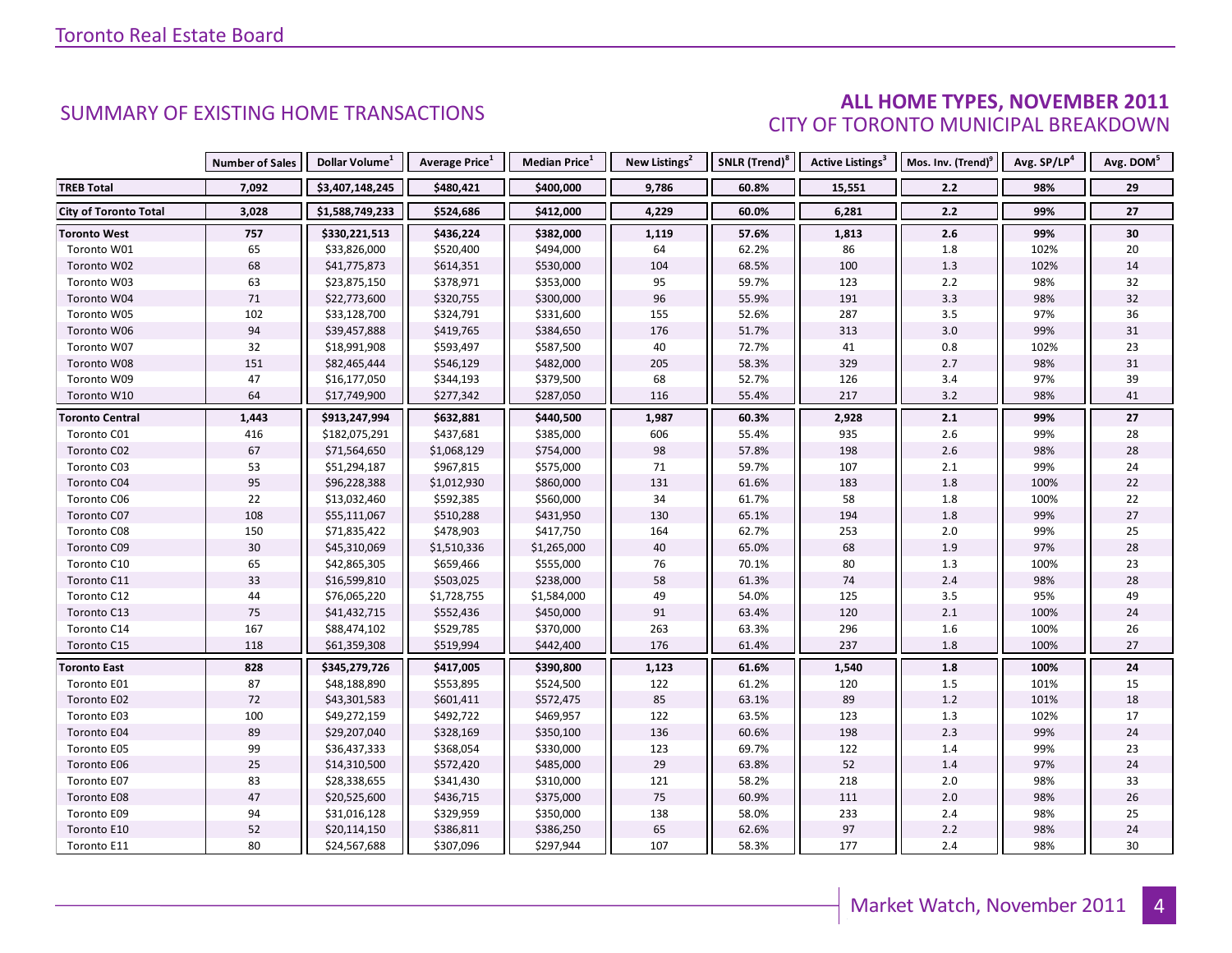## SUMMARY OF EXISTING HOME TRANSACTIONS

## ALL HOME TYPES, NOVEMBER 2011
### CITY OF TORONTO MUNICIPAL BREAKDOWN

| | Number of Sales | Dollar Volume[1] | Average Price[1] | Median Price[1] | New Listings[2] | SNLR (Trend)[8] | Active Listings[3] | Mos. Inv. (Trend)[9] | Avg. SP/LP[4] | Avg. DOM[5] |
|---|---|---|---|---|---|---|---|---|---|---|
| **TREB Total** | **7,092** | **$3,407,148,245** | **$480,421** | **$400,000** | **9,786** | **60.8%** | **15,551** | **2.2** | **98%** | **29** |
| **City of Toronto Total** | **3,028** | **$1,588,749,233** | **$524,686** | **$412,000** | **4,229** | **60.0%** | **6,281** | **2.2** | **99%** | **27** |
| **Toronto West** | **757** | **$330,221,513** | **$436,224** | **$382,000** | **1,119** | **57.6%** | **1,813** | **2.6** | **99%** | **30** |
| Toronto W01 | 65 | $33,826,000 | $520,400 | $494,000 | 64 | 62.2% | 86 | 1.8 | 102% | 20 |
| Toronto W02 | 68 | $41,775,873 | $614,351 | $530,000 | 104 | 68.5% | 100 | 1.3 | 102% | 14 |
| Toronto W03 | 63 | $23,875,150 | $378,971 | $353,000 | 95 | 59.7% | 123 | 2.2 | 98% | 32 |
| Toronto W04 | 71 | $22,773,600 | $320,755 | $300,000 | 96 | 55.9% | 191 | 3.3 | 98% | 32 |
| Toronto W05 | 102 | $33,128,700 | $324,791 | $331,600 | 155 | 52.6% | 287 | 3.5 | 97% | 36 |
| Toronto W06 | 94 | $39,457,888 | $419,765 | $384,650 | 176 | 51.7% | 313 | 3.0 | 99% | 31 |
| Toronto W07 | 32 | $18,991,908 | $593,497 | $587,500 | 40 | 72.7% | 41 | 0.8 | 102% | 23 |
| Toronto W08 | 151 | $82,465,444 | $546,129 | $482,000 | 205 | 58.3% | 329 | 2.7 | 98% | 31 |
| Toronto W09 | 47 | $16,177,050 | $344,193 | $379,500 | 68 | 52.7% | 126 | 3.4 | 97% | 39 |
| Toronto W10 | 64 | $17,749,900 | $277,342 | $287,050 | 116 | 55.4% | 217 | 3.2 | 98% | 41 |
| **Toronto Central** | **1,443** | **$913,247,994** | **$632,881** | **$440,500** | **1,987** | **60.3%** | **2,928** | **2.1** | **99%** | **27** |
| Toronto C01 | 416 | $182,075,291 | $437,681 | $385,000 | 606 | 55.4% | 935 | 2.6 | 99% | 28 |
| Toronto C02 | 67 | $71,564,650 | $1,068,129 | $754,000 | 98 | 57.8% | 198 | 2.6 | 98% | 28 |
| Toronto C03 | 53 | $51,294,187 | $967,815 | $575,000 | 71 | 59.7% | 107 | 2.1 | 99% | 24 |
| Toronto C04 | 95 | $96,228,388 | $1,012,930 | $860,000 | 131 | 61.6% | 183 | 1.8 | 100% | 22 |
| Toronto C06 | 22 | $13,032,460 | $592,385 | $560,000 | 34 | 61.7% | 58 | 1.8 | 100% | 22 |
| Toronto C07 | 108 | $55,111,067 | $510,288 | $431,950 | 130 | 65.1% | 194 | 1.8 | 99% | 27 |
| Toronto C08 | 150 | $71,835,422 | $478,903 | $417,750 | 164 | 62.7% | 253 | 2.0 | 99% | 25 |
| Toronto C09 | 30 | $45,310,069 | $1,510,336 | $1,265,000 | 40 | 65.0% | 68 | 1.9 | 97% | 28 |
| Toronto C10 | 65 | $42,865,305 | $659,466 | $555,000 | 76 | 70.1% | 80 | 1.3 | 100% | 23 |
| Toronto C11 | 33 | $16,599,810 | $503,025 | $238,000 | 58 | 61.3% | 74 | 2.4 | 98% | 28 |
| Toronto C12 | 44 | $76,065,220 | $1,728,755 | $1,584,000 | 49 | 54.0% | 125 | 3.5 | 95% | 49 |
| Toronto C13 | 75 | $41,432,715 | $552,436 | $450,000 | 91 | 63.4% | 120 | 2.1 | 100% | 24 |
| Toronto C14 | 167 | $88,474,102 | $529,785 | $370,000 | 263 | 63.3% | 296 | 1.6 | 100% | 26 |
| Toronto C15 | 118 | $61,359,308 | $519,994 | $442,400 | 176 | 61.4% | 237 | 1.8 | 100% | 27 |
| **Toronto East** | **828** | **$345,279,726** | **$417,005** | **$390,800** | **1,123** | **61.6%** | **1,540** | **1.8** | **100%** | **24** |
| Toronto E01 | 87 | $48,188,890 | $553,895 | $524,500 | 122 | 61.2% | 120 | 1.5 | 101% | 15 |
| Toronto E02 | 72 | $43,301,583 | $601,411 | $572,475 | 85 | 63.1% | 89 | 1.2 | 101% | 18 |
| Toronto E03 | 100 | $49,272,159 | $492,722 | $469,957 | 122 | 63.5% | 123 | 1.3 | 102% | 17 |
| Toronto E04 | 89 | $29,207,040 | $328,169 | $350,100 | 136 | 60.6% | 198 | 2.3 | 99% | 24 |
| Toronto E05 | 99 | $36,437,333 | $368,054 | $330,000 | 123 | 69.7% | 122 | 1.4 | 99% | 23 |
| Toronto E06 | 25 | $14,310,500 | $572,420 | $485,000 | 29 | 63.8% | 52 | 1.4 | 97% | 24 |
| Toronto E07 | 83 | $28,338,655 | $341,430 | $310,000 | 121 | 58.2% | 218 | 2.0 | 98% | 33 |
| Toronto E08 | 47 | $20,525,600 | $436,715 | $375,000 | 75 | 60.9% | 111 | 2.0 | 98% | 26 |
| Toronto E09 | 94 | $31,016,128 | $329,959 | $350,000 | 138 | 58.0% | 233 | 2.4 | 98% | 25 |
| Toronto E10 | 52 | $20,114,150 | $386,811 | $386,250 | 65 | 62.6% | 97 | 2.2 | 98% | 24 |
| Toronto E11 | 80 | $24,567,688 | $307,096 | $297,944 | 107 | 58.3% | 177 | 2.4 | 98% | 30 |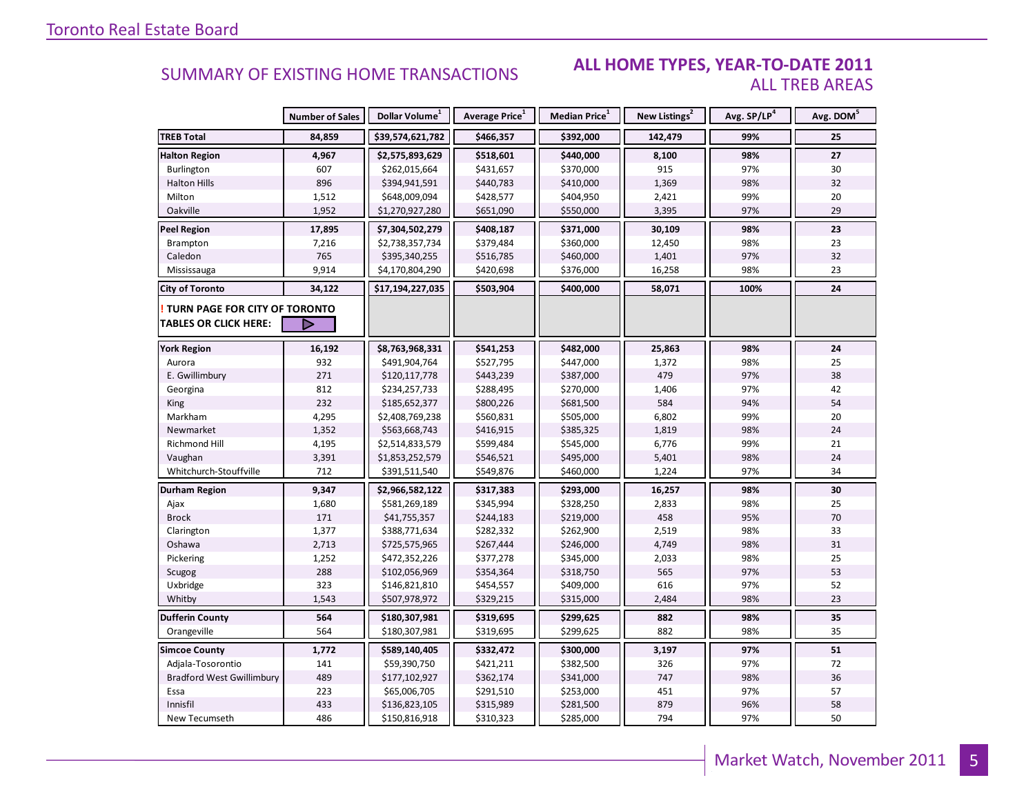## SUMMARY OF EXISTING HOME TRANSACTIONS

### ALL HOME TYPES, YEAR-TO-DATE 2011
### ALL TREB AREAS

| | Number of Sales | Dollar Volume[1] | Average Price[1] | Median Price[1] | New Listings[2] | Avg. SP/LP[4] | Avg. DOM[5] |
|---|---|---|---|---|---|---|---|
| **TREB Total** | **84,859** | **$39,574,621,782** | **$466,357** | **$392,000** | **142,479** | **99%** | **25** |
| **Halton Region** | **4,967** | **$2,575,893,629** | **$518,601** | **$440,000** | **8,100** | **98%** | **27** |
| Burlington | 607 | $262,015,664 | $431,657 | $370,000 | 915 | 97% | 30 |
| Halton Hills | 896 | $394,941,591 | $440,783 | $410,000 | 1,369 | 98% | 32 |
| Milton | 1,512 | $648,009,094 | $428,577 | $404,950 | 2,421 | 99% | 20 |
| Oakville | 1,952 | $1,270,927,280 | $651,090 | $550,000 | 3,395 | 97% | 29 |
| **Peel Region** | **17,895** | **$7,304,502,279** | **$408,187** | **$371,000** | **30,109** | **98%** | **23** |
| Brampton | 7,216 | $2,738,357,734 | $379,484 | $360,000 | 12,450 | 98% | 23 |
| Caledon | 765 | $395,340,255 | $516,785 | $460,000 | 1,401 | 97% | 32 |
| Mississauga | 9,914 | $4,170,804,290 | $420,698 | $376,000 | 16,258 | 98% | 23 |
| **City of Toronto** | **34,122** | **$17,194,227,035** | **$503,904** | **$400,000** | **58,071** | **100%** | **24** |
| **! TURN PAGE FOR CITY OF TORONTO TABLES OR CLICK HERE:** | | | | | | | |
| **York Region** | **16,192** | **$8,763,968,331** | **$541,253** | **$482,000** | **25,863** | **98%** | **24** |
| Aurora | 932 | $491,904,764 | $527,795 | $447,000 | 1,372 | 98% | 25 |
| E. Gwillimbury | 271 | $120,117,778 | $443,239 | $387,000 | 479 | 97% | 38 |
| Georgina | 812 | $234,257,733 | $288,495 | $270,000 | 1,406 | 97% | 42 |
| King | 232 | $185,652,377 | $800,226 | $681,500 | 584 | 94% | 54 |
| Markham | 4,295 | $2,408,769,238 | $560,831 | $505,000 | 6,802 | 99% | 20 |
| Newmarket | 1,352 | $563,668,743 | $416,915 | $385,325 | 1,819 | 98% | 24 |
| Richmond Hill | 4,195 | $2,514,833,579 | $599,484 | $545,000 | 6,776 | 99% | 21 |
| Vaughan | 3,391 | $1,853,252,579 | $546,521 | $495,000 | 5,401 | 98% | 24 |
| Whitchurch-Stouffville | 712 | $391,511,540 | $549,876 | $460,000 | 1,224 | 97% | 34 |
| **Durham Region** | **9,347** | **$2,966,582,122** | **$317,383** | **$293,000** | **16,257** | **98%** | **30** |
| Ajax | 1,680 | $581,269,189 | $345,994 | $328,250 | 2,833 | 98% | 25 |
| Brock | 171 | $41,755,357 | $244,183 | $219,000 | 458 | 95% | 70 |
| Clarington | 1,377 | $388,771,634 | $282,332 | $262,900 | 2,519 | 98% | 33 |
| Oshawa | 2,713 | $725,575,965 | $267,444 | $246,000 | 4,749 | 98% | 31 |
| Pickering | 1,252 | $472,352,226 | $377,278 | $345,000 | 2,033 | 98% | 25 |
| Scugog | 288 | $102,056,969 | $354,364 | $318,750 | 565 | 97% | 53 |
| Uxbridge | 323 | $146,821,810 | $454,557 | $409,000 | 616 | 97% | 52 |
| Whitby | 1,543 | $507,978,972 | $329,215 | $315,000 | 2,484 | 98% | 23 |
| **Dufferin County** | **564** | **$180,307,981** | **$319,695** | **$299,625** | **882** | **98%** | **35** |
| Orangeville | 564 | $180,307,981 | $319,695 | $299,625 | 882 | 98% | 35 |
| **Simcoe County** | **1,772** | **$589,140,405** | **$332,472** | **$300,000** | **3,197** | **97%** | **51** |
| Adjala-Tosorontio | 141 | $59,390,750 | $421,211 | $382,500 | 326 | 97% | 72 |
| Bradford West Gwillimbury | 489 | $177,102,927 | $362,174 | $341,000 | 747 | 98% | 36 |
| Essa | 223 | $65,006,705 | $291,510 | $253,000 | 451 | 97% | 57 |
| Innisfil | 433 | $136,823,105 | $315,989 | $281,500 | 879 | 96% | 58 |
| New Tecumseth | 486 | $150,816,918 | $310,323 | $285,000 | 794 | 97% | 50 |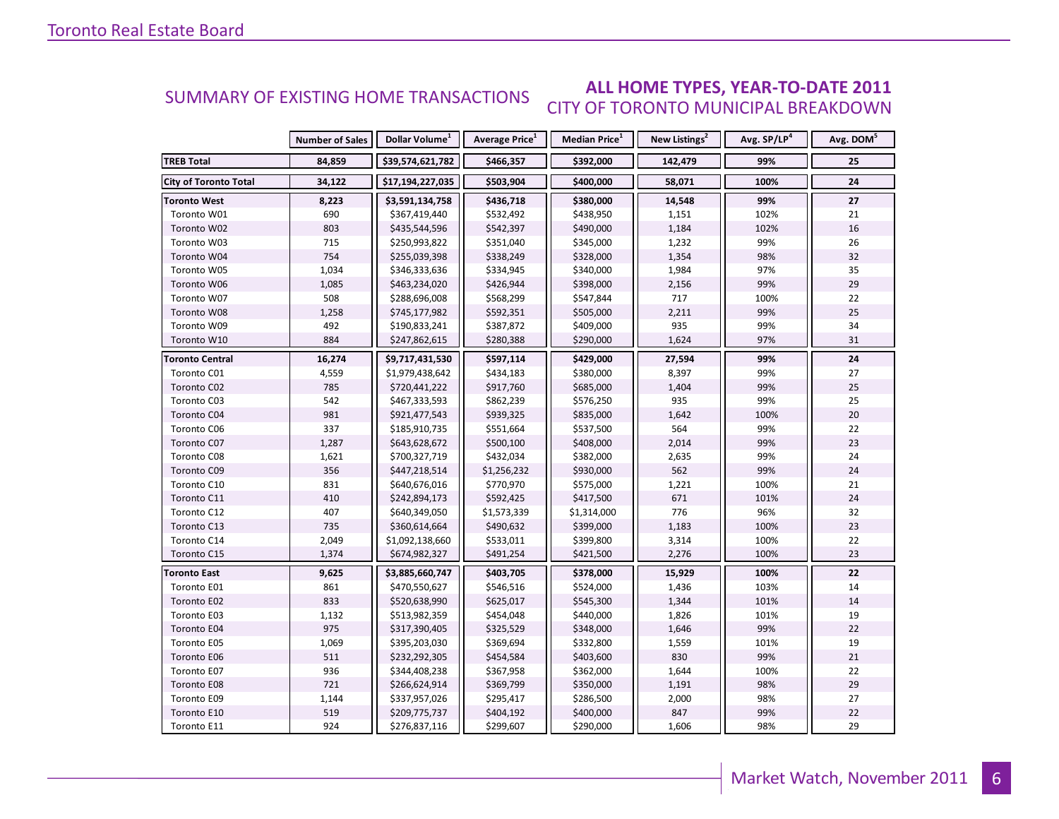## SUMMARY OF EXISTING HOME TRANSACTIONS

## ALL HOME TYPES, YEAR-TO-DATE 2011

### CITY OF TORONTO MUNICIPAL BREAKDOWN

| | Number of Sales | Dollar Volume[1] | Average Price[1] | Median Price[1] | New Listings[2] | Avg. SP/LP[4] | Avg. DOM[5] |
|---|---|---|---|---|---|---|---|
| **TREB Total** | **84,859** | **$39,574,621,782** | **$466,357** | **$392,000** | **142,479** | **99%** | **25** |
| **City of Toronto Total** | **34,122** | **$17,194,227,035** | **$503,904** | **$400,000** | **58,071** | **100%** | **24** |
| **Toronto West** | **8,223** | **$3,591,134,758** | **$436,718** | **$380,000** | **14,548** | **99%** | **27** |
| Toronto W01 | 690 | $367,419,440 | $532,492 | $438,950 | 1,151 | 102% | 21 |
| Toronto W02 | 803 | $435,544,596 | $542,397 | $490,000 | 1,184 | 102% | 16 |
| Toronto W03 | 715 | $250,993,822 | $351,040 | $345,000 | 1,232 | 99% | 26 |
| Toronto W04 | 754 | $255,039,398 | $338,249 | $328,000 | 1,354 | 98% | 32 |
| Toronto W05 | 1,034 | $346,333,636 | $334,945 | $340,000 | 1,984 | 97% | 35 |
| Toronto W06 | 1,085 | $463,234,020 | $426,944 | $398,000 | 2,156 | 99% | 29 |
| Toronto W07 | 508 | $288,696,008 | $568,299 | $547,844 | 717 | 100% | 22 |
| Toronto W08 | 1,258 | $745,177,982 | $592,351 | $505,000 | 2,211 | 99% | 25 |
| Toronto W09 | 492 | $190,833,241 | $387,872 | $409,000 | 935 | 99% | 34 |
| Toronto W10 | 884 | $247,862,615 | $280,388 | $290,000 | 1,624 | 97% | 31 |
| **Toronto Central** | **16,274** | **$9,717,431,530** | **$597,114** | **$429,000** | **27,594** | **99%** | **24** |
| Toronto C01 | 4,559 | $1,979,438,642 | $434,183 | $380,000 | 8,397 | 99% | 27 |
| Toronto C02 | 785 | $720,441,222 | $917,760 | $685,000 | 1,404 | 99% | 25 |
| Toronto C03 | 542 | $467,333,593 | $862,239 | $576,250 | 935 | 99% | 25 |
| Toronto C04 | 981 | $921,477,543 | $939,325 | $835,000 | 1,642 | 100% | 20 |
| Toronto C06 | 337 | $185,910,735 | $551,664 | $537,500 | 564 | 99% | 22 |
| Toronto C07 | 1,287 | $643,628,672 | $500,100 | $408,000 | 2,014 | 99% | 23 |
| Toronto C08 | 1,621 | $700,327,719 | $432,034 | $382,000 | 2,635 | 99% | 24 |
| Toronto C09 | 356 | $447,218,514 | $1,256,232 | $930,000 | 562 | 99% | 24 |
| Toronto C10 | 831 | $640,676,016 | $770,970 | $575,000 | 1,221 | 100% | 21 |
| Toronto C11 | 410 | $242,894,173 | $592,425 | $417,500 | 671 | 101% | 24 |
| Toronto C12 | 407 | $640,349,050 | $1,573,339 | $1,314,000 | 776 | 96% | 32 |
| Toronto C13 | 735 | $360,614,664 | $490,632 | $399,000 | 1,183 | 100% | 23 |
| Toronto C14 | 2,049 | $1,092,138,660 | $533,011 | $399,800 | 3,314 | 100% | 22 |
| Toronto C15 | 1,374 | $674,982,327 | $491,254 | $421,500 | 2,276 | 100% | 23 |
| **Toronto East** | **9,625** | **$3,885,660,747** | **$403,705** | **$378,000** | **15,929** | **100%** | **22** |
| Toronto E01 | 861 | $470,550,627 | $546,516 | $524,000 | 1,436 | 103% | 14 |
| Toronto E02 | 833 | $520,638,990 | $625,017 | $545,300 | 1,344 | 101% | 14 |
| Toronto E03 | 1,132 | $513,982,359 | $454,048 | $440,000 | 1,826 | 101% | 19 |
| Toronto E04 | 975 | $317,390,405 | $325,529 | $348,000 | 1,646 | 99% | 22 |
| Toronto E05 | 1,069 | $395,203,030 | $369,694 | $332,800 | 1,559 | 101% | 19 |
| Toronto E06 | 511 | $232,292,305 | $454,584 | $403,600 | 830 | 99% | 21 |
| Toronto E07 | 936 | $344,408,238 | $367,958 | $362,000 | 1,644 | 100% | 22 |
| Toronto E08 | 721 | $266,624,914 | $369,799 | $350,000 | 1,191 | 98% | 29 |
| Toronto E09 | 1,144 | $337,957,026 | $295,417 | $286,500 | 2,000 | 98% | 27 |
| Toronto E10 | 519 | $209,775,737 | $404,192 | $400,000 | 847 | 99% | 22 |
| Toronto E11 | 924 | $276,837,116 | $299,607 | $290,000 | 1,606 | 98% | 29 |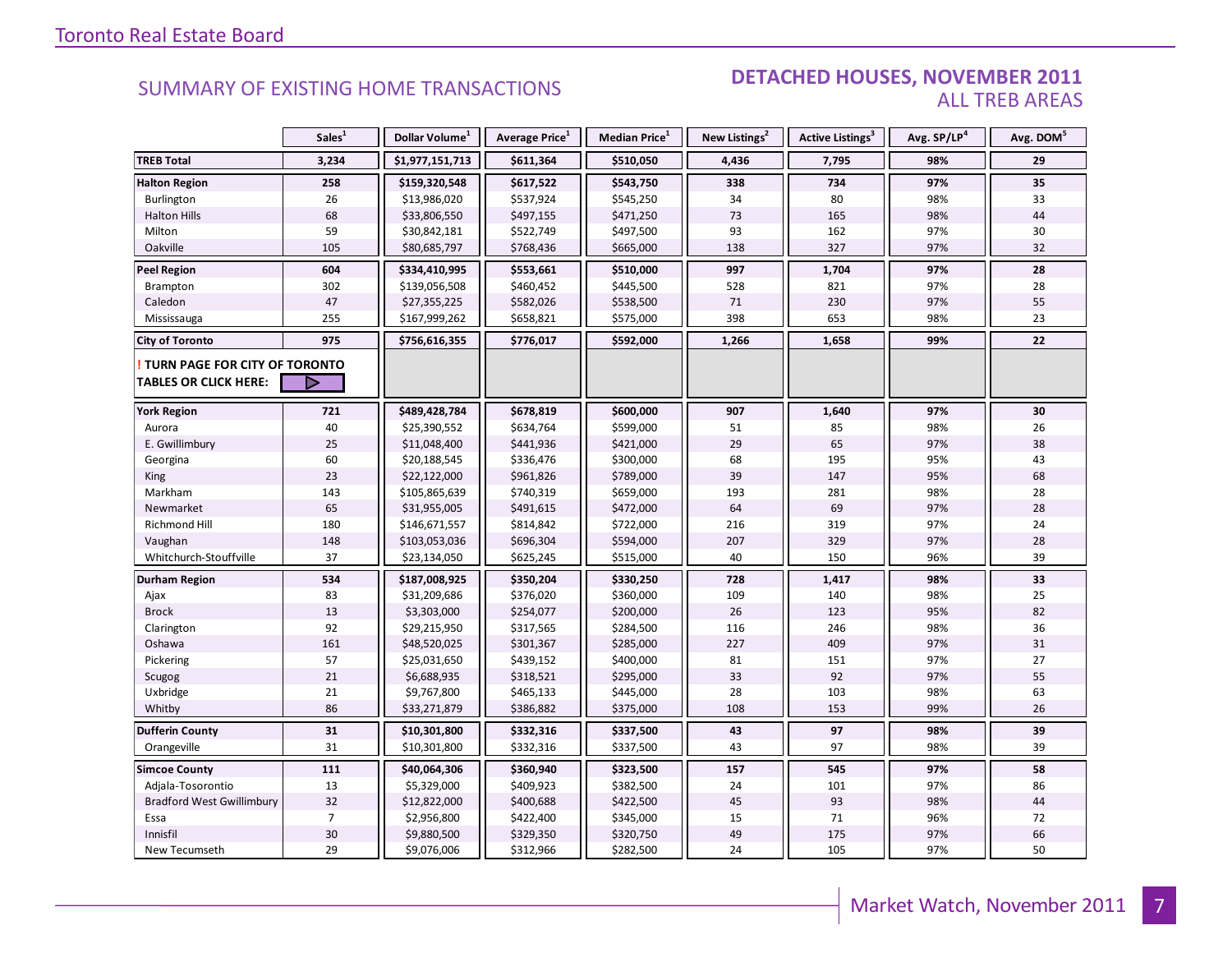Toronto Real Estate Board

## SUMMARY OF EXISTING HOME TRANSACTIONS

## DETACHED HOUSES, NOVEMBER 2011
### ALL TREB AREAS

| | Sales[1] | Dollar Volume[1] | Average Price[1] | Median Price[1] | New Listings[2] | Active Listings[3] | Avg. SP/LP[4] | Avg. DOM[5] |
|---|---|---|---|---|---|---|---|---|
| **TREB Total** | **3,234** | **$1,977,151,713** | **$611,364** | **$510,050** | **4,436** | **7,795** | **98%** | **29** |
| **Halton Region** | **258** | **$159,320,548** | **$617,522** | **$543,750** | **338** | **734** | **97%** | **35** |
| Burlington | 26 | $13,986,020 | $537,924 | $545,250 | 34 | 80 | 98% | 33 |
| Halton Hills | 68 | $33,806,550 | $497,155 | $471,250 | 73 | 165 | 98% | 44 |
| Milton | 59 | $30,842,181 | $522,749 | $497,500 | 93 | 162 | 97% | 30 |
| Oakville | 105 | $80,685,797 | $768,436 | $665,000 | 138 | 327 | 97% | 32 |
| **Peel Region** | **604** | **$334,410,995** | **$553,661** | **$510,000** | **997** | **1,704** | **97%** | **28** |
| Brampton | 302 | $139,056,508 | $460,452 | $445,500 | 528 | 821 | 97% | 28 |
| Caledon | 47 | $27,355,225 | $582,026 | $538,500 | 71 | 230 | 97% | 55 |
| Mississauga | 255 | $167,999,262 | $658,821 | $575,000 | 398 | 653 | 98% | 23 |
| **City of Toronto** | **975** | **$756,616,355** | **$776,017** | **$592,000** | **1,266** | **1,658** | **99%** | **22** |
| **! TURN PAGE FOR CITY OF TORONTO TABLES OR CLICK HERE:** | | | | | | | | |
| **York Region** | **721** | **$489,428,784** | **$678,819** | **$600,000** | **907** | **1,640** | **97%** | **30** |
| Aurora | 40 | $25,390,552 | $634,764 | $599,000 | 51 | 85 | 98% | 26 |
| E. Gwillimbury | 25 | $11,048,400 | $441,936 | $421,000 | 29 | 65 | 97% | 38 |
| Georgina | 60 | $20,188,545 | $336,476 | $300,000 | 68 | 195 | 95% | 43 |
| King | 23 | $22,122,000 | $961,826 | $789,000 | 39 | 147 | 95% | 68 |
| Markham | 143 | $105,865,639 | $740,319 | $659,000 | 193 | 281 | 98% | 28 |
| Newmarket | 65 | $31,955,005 | $491,615 | $472,000 | 64 | 69 | 97% | 28 |
| Richmond Hill | 180 | $146,671,557 | $814,842 | $722,000 | 216 | 319 | 97% | 24 |
| Vaughan | 148 | $103,053,036 | $696,304 | $594,000 | 207 | 329 | 97% | 28 |
| Whitchurch-Stouffville | 37 | $23,134,050 | $625,245 | $515,000 | 40 | 150 | 96% | 39 |
| **Durham Region** | **534** | **$187,008,925** | **$350,204** | **$330,250** | **728** | **1,417** | **98%** | **33** |
| Ajax | 83 | $31,209,686 | $376,020 | $360,000 | 109 | 140 | 98% | 25 |
| Brock | 13 | $3,303,000 | $254,077 | $200,000 | 26 | 123 | 95% | 82 |
| Clarington | 92 | $29,215,950 | $317,565 | $284,500 | 116 | 246 | 98% | 36 |
| Oshawa | 161 | $48,520,025 | $301,367 | $285,000 | 227 | 409 | 97% | 31 |
| Pickering | 57 | $25,031,650 | $439,152 | $400,000 | 81 | 151 | 97% | 27 |
| Scugog | 21 | $6,688,935 | $318,521 | $295,000 | 33 | 92 | 97% | 55 |
| Uxbridge | 21 | $9,767,800 | $465,133 | $445,000 | 28 | 103 | 98% | 63 |
| Whitby | 86 | $33,271,879 | $386,882 | $375,000 | 108 | 153 | 99% | 26 |
| **Dufferin County** | **31** | **$10,301,800** | **$332,316** | **$337,500** | **43** | **97** | **98%** | **39** |
| Orangeville | 31 | $10,301,800 | $332,316 | $337,500 | 43 | 97 | 98% | 39 |
| **Simcoe County** | **111** | **$40,064,306** | **$360,940** | **$323,500** | **157** | **545** | **97%** | **58** |
| Adjala-Tosorontio | 13 | $5,329,000 | $409,923 | $382,500 | 24 | 101 | 97% | 86 |
| Bradford West Gwillimbury | 32 | $12,822,000 | $400,688 | $422,500 | 45 | 93 | 98% | 44 |
| Essa | 7 | $2,956,800 | $422,400 | $345,000 | 15 | 71 | 96% | 72 |
| Innisfil | 30 | $9,880,500 | $329,350 | $320,750 | 49 | 175 | 97% | 66 |
| New Tecumseth | 29 | $9,076,006 | $312,966 | $282,500 | 24 | 105 | 97% | 50 |

Market Watch, November 2011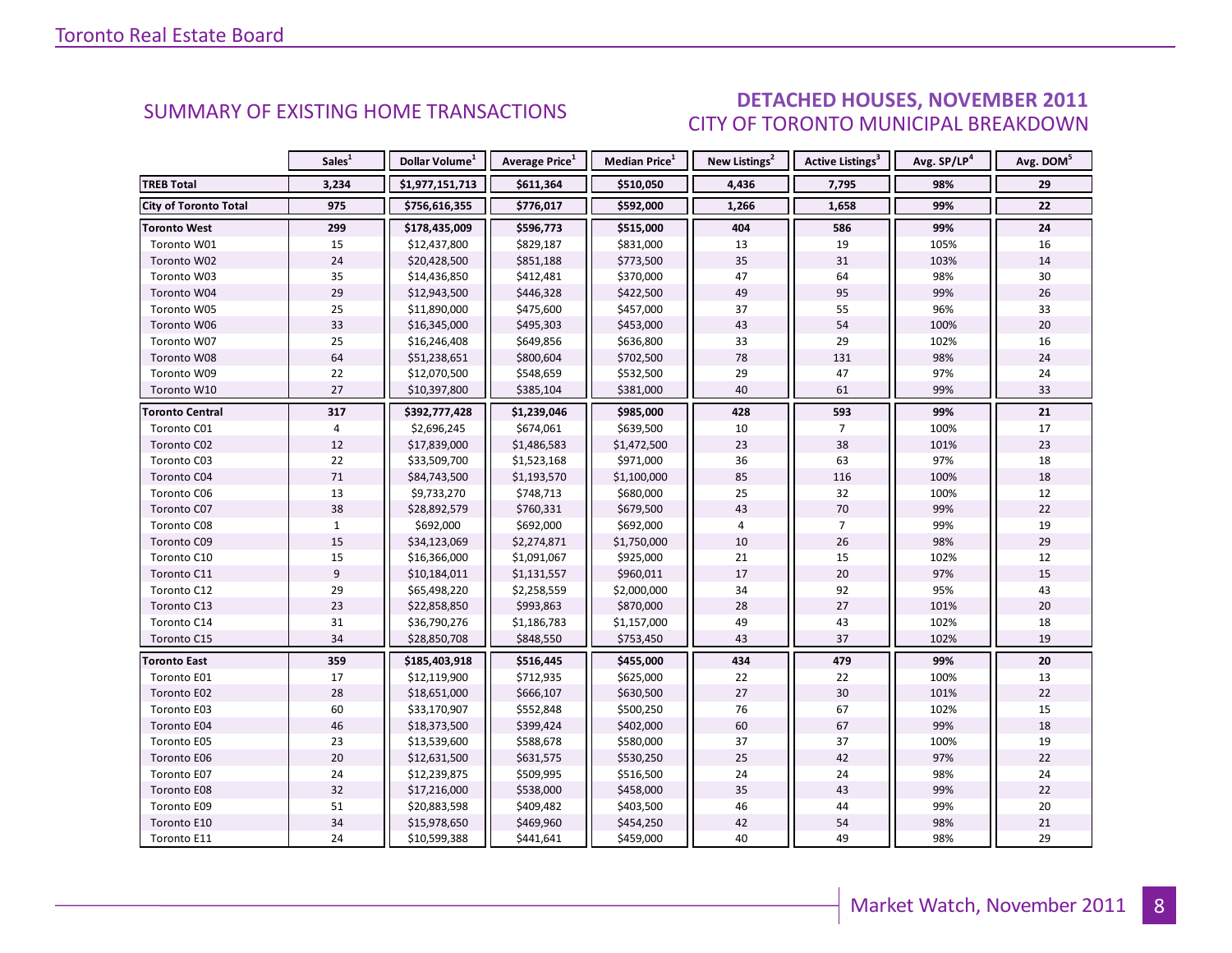## SUMMARY OF EXISTING HOME TRANSACTIONS

## DETACHED HOUSES, NOVEMBER 2011
### CITY OF TORONTO MUNICIPAL BREAKDOWN

| | Sales[1] | Dollar Volume[1] | Average Price[1] | Median Price[1] | New Listings[2] | Active Listings[3] | Avg. SP/LP[4] | Avg. DOM[5] |
|---|---|---|---|---|---|---|---|---|
| **TREB Total** | **3,234** | **$1,977,151,713** | **$611,364** | **$510,050** | **4,436** | **7,795** | **98%** | **29** |
| **City of Toronto Total** | **975** | **$756,616,355** | **$776,017** | **$592,000** | **1,266** | **1,658** | **99%** | **22** |
| **Toronto West** | **299** | **$178,435,009** | **$596,773** | **$515,000** | **404** | **586** | **99%** | **24** |
| Toronto W01 | 15 | $12,437,800 | $829,187 | $831,000 | 13 | 19 | 105% | 16 |
| Toronto W02 | 24 | $20,428,500 | $851,188 | $773,500 | 35 | 31 | 103% | 14 |
| Toronto W03 | 35 | $14,436,850 | $412,481 | $370,000 | 47 | 64 | 98% | 30 |
| Toronto W04 | 29 | $12,943,500 | $446,328 | $422,500 | 49 | 95 | 99% | 26 |
| Toronto W05 | 25 | $11,890,000 | $475,600 | $457,000 | 37 | 55 | 96% | 33 |
| Toronto W06 | 33 | $16,345,000 | $495,303 | $453,000 | 43 | 54 | 100% | 20 |
| Toronto W07 | 25 | $16,246,408 | $649,856 | $636,800 | 33 | 29 | 102% | 16 |
| Toronto W08 | 64 | $51,238,651 | $800,604 | $702,500 | 78 | 131 | 98% | 24 |
| Toronto W09 | 22 | $12,070,500 | $548,659 | $532,500 | 29 | 47 | 97% | 24 |
| Toronto W10 | 27 | $10,397,800 | $385,104 | $381,000 | 40 | 61 | 99% | 33 |
| **Toronto Central** | **317** | **$392,777,428** | **$1,239,046** | **$985,000** | **428** | **593** | **99%** | **21** |
| Toronto C01 | 4 | $2,696,245 | $674,061 | $639,500 | 10 | 7 | 100% | 17 |
| Toronto C02 | 12 | $17,839,000 | $1,486,583 | $1,472,500 | 23 | 38 | 101% | 23 |
| Toronto C03 | 22 | $33,509,700 | $1,523,168 | $971,000 | 36 | 63 | 97% | 18 |
| Toronto C04 | 71 | $84,743,500 | $1,193,570 | $1,100,000 | 85 | 116 | 100% | 18 |
| Toronto C06 | 13 | $9,733,270 | $748,713 | $680,000 | 25 | 32 | 100% | 12 |
| Toronto C07 | 38 | $28,892,579 | $760,331 | $679,500 | 43 | 70 | 99% | 22 |
| Toronto C08 | 1 | $692,000 | $692,000 | $692,000 | 4 | 7 | 99% | 19 |
| Toronto C09 | 15 | $34,123,069 | $2,274,871 | $1,750,000 | 10 | 26 | 98% | 29 |
| Toronto C10 | 15 | $16,366,000 | $1,091,067 | $925,000 | 21 | 15 | 102% | 12 |
| Toronto C11 | 9 | $10,184,011 | $1,131,557 | $960,011 | 17 | 20 | 97% | 15 |
| Toronto C12 | 29 | $65,498,220 | $2,258,559 | $2,000,000 | 34 | 92 | 95% | 43 |
| Toronto C13 | 23 | $22,858,850 | $993,863 | $870,000 | 28 | 27 | 101% | 20 |
| Toronto C14 | 31 | $36,790,276 | $1,186,783 | $1,157,000 | 49 | 43 | 102% | 18 |
| Toronto C15 | 34 | $28,850,708 | $848,550 | $753,450 | 43 | 37 | 102% | 19 |
| **Toronto East** | **359** | **$185,403,918** | **$516,445** | **$455,000** | **434** | **479** | **99%** | **20** |
| Toronto E01 | 17 | $12,119,900 | $712,935 | $625,000 | 22 | 22 | 100% | 13 |
| Toronto E02 | 28 | $18,651,000 | $666,107 | $630,500 | 27 | 30 | 101% | 22 |
| Toronto E03 | 60 | $33,170,907 | $552,848 | $500,250 | 76 | 67 | 102% | 15 |
| Toronto E04 | 46 | $18,373,500 | $399,424 | $402,000 | 60 | 67 | 99% | 18 |
| Toronto E05 | 23 | $13,539,600 | $588,678 | $580,000 | 37 | 37 | 100% | 19 |
| Toronto E06 | 20 | $12,631,500 | $631,575 | $530,250 | 25 | 42 | 97% | 22 |
| Toronto E07 | 24 | $12,239,875 | $509,995 | $516,500 | 24 | 24 | 98% | 24 |
| Toronto E08 | 32 | $17,216,000 | $538,000 | $458,000 | 35 | 43 | 99% | 22 |
| Toronto E09 | 51 | $20,883,598 | $409,482 | $403,500 | 46 | 44 | 99% | 20 |
| Toronto E10 | 34 | $15,978,650 | $469,960 | $454,250 | 42 | 54 | 98% | 21 |
| Toronto E11 | 24 | $10,599,388 | $441,641 | $459,000 | 40 | 49 | 98% | 29 |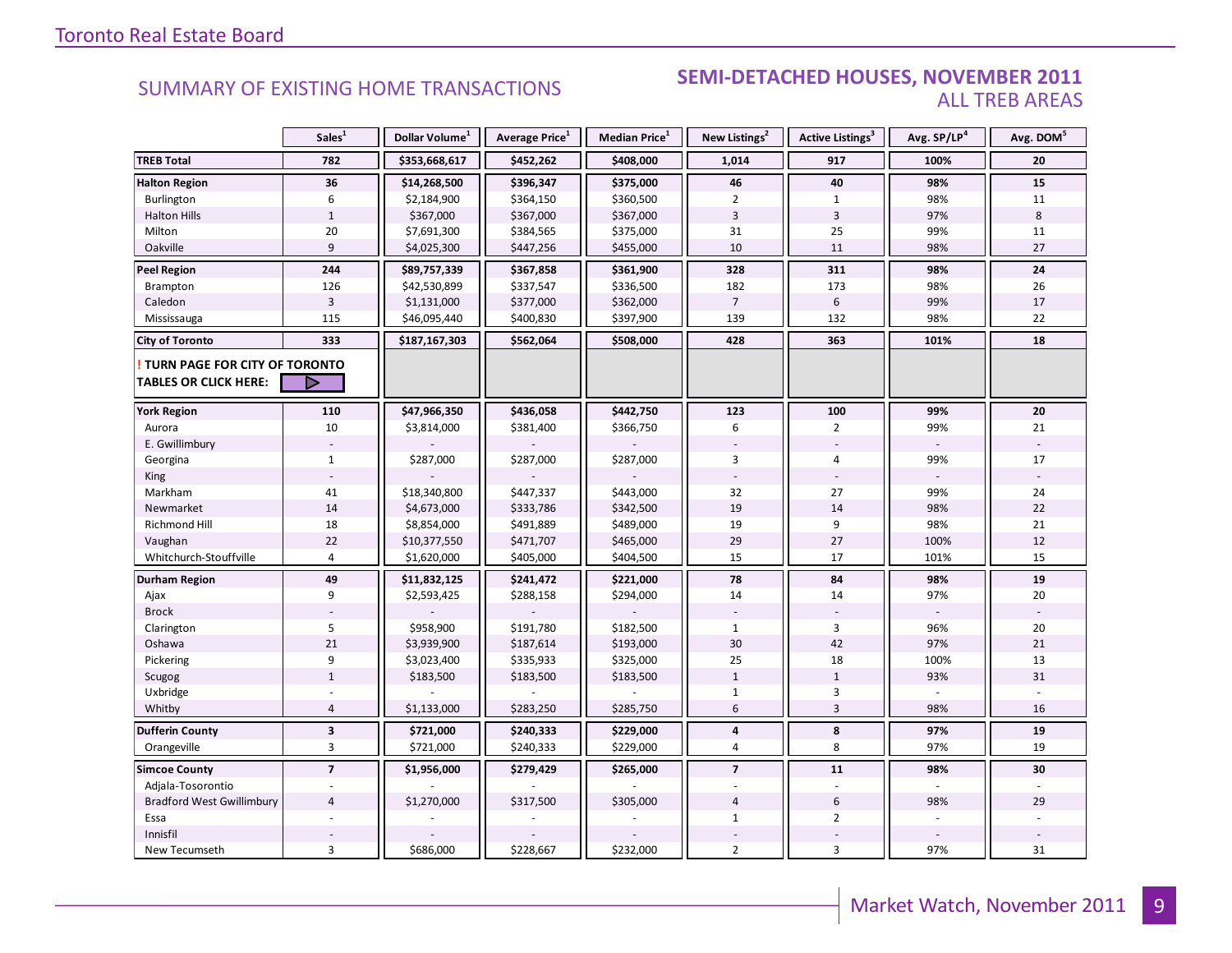## SUMMARY OF EXISTING HOME TRANSACTIONS

## SEMI-DETACHED HOUSES, NOVEMBER 2011
### ALL TREB AREAS

| | Sales[1] | Dollar Volume[1] | Average Price[1] | Median Price[1] | New Listings[2] | Active Listings[3] | Avg. SP/LP[4] | Avg. DOM[5] |
|---|---|---|---|---|---|---|---|---|
| **TREB Total** | **782** | **$353,668,617** | **$452,262** | **$408,000** | **1,014** | **917** | **100%** | **20** |
| **Halton Region** | **36** | **$14,268,500** | **$396,347** | **$375,000** | **46** | **40** | **98%** | **15** |
| Burlington | 6 | $2,184,900 | $364,150 | $360,500 | 2 | 1 | 98% | 11 |
| Halton Hills | 1 | $367,000 | $367,000 | $367,000 | 3 | 3 | 97% | 8 |
| Milton | 20 | $7,691,300 | $384,565 | $375,000 | 31 | 25 | 99% | 11 |
| Oakville | 9 | $4,025,300 | $447,256 | $455,000 | 10 | 11 | 98% | 27 |
| **Peel Region** | **244** | **$89,757,339** | **$367,858** | **$361,900** | **328** | **311** | **98%** | **24** |
| Brampton | 126 | $42,530,899 | $337,547 | $336,500 | 182 | 173 | 98% | 26 |
| Caledon | 3 | $1,131,000 | $377,000 | $362,000 | 7 | 6 | 99% | 17 |
| Mississauga | 115 | $46,095,440 | $400,830 | $397,900 | 139 | 132 | 98% | 22 |
| **City of Toronto** | **333** | **$187,167,303** | **$562,064** | **$508,000** | **428** | **363** | **101%** | **18** |
| **! TURN PAGE FOR CITY OF TORONTO TABLES OR CLICK HERE:** | | | | | | | | |
| **York Region** | **110** | **$47,966,350** | **$436,058** | **$442,750** | **123** | **100** | **99%** | **20** |
| Aurora | 10 | $3,814,000 | $381,400 | $366,750 | 6 | 2 | 99% | 21 |
| E. Gwillimbury | - | - | - | - | - | - | - | - |
| Georgina | 1 | $287,000 | $287,000 | $287,000 | 3 | 4 | 99% | 17 |
| King | - | - | - | - | - | - | - | - |
| Markham | 41 | $18,340,800 | $447,337 | $443,000 | 32 | 27 | 99% | 24 |
| Newmarket | 14 | $4,673,000 | $333,786 | $342,500 | 19 | 14 | 98% | 22 |
| Richmond Hill | 18 | $8,854,000 | $491,889 | $489,000 | 19 | 9 | 98% | 21 |
| Vaughan | 22 | $10,377,550 | $471,707 | $465,000 | 29 | 27 | 100% | 12 |
| Whitchurch-Stouffville | 4 | $1,620,000 | $405,000 | $404,500 | 15 | 17 | 101% | 15 |
| **Durham Region** | **49** | **$11,832,125** | **$241,472** | **$221,000** | **78** | **84** | **98%** | **19** |
| Ajax | 9 | $2,593,425 | $288,158 | $294,000 | 14 | 14 | 97% | 20 |
| Brock | - | - | - | - | - | - | - | - |
| Clarington | 5 | $958,900 | $191,780 | $182,500 | 1 | 3 | 96% | 20 |
| Oshawa | 21 | $3,939,900 | $187,614 | $193,000 | 30 | 42 | 97% | 21 |
| Pickering | 9 | $3,023,400 | $335,933 | $325,000 | 25 | 18 | 100% | 13 |
| Scugog | 1 | $183,500 | $183,500 | $183,500 | 1 | 1 | 93% | 31 |
| Uxbridge | - | - | - | - | 1 | 3 | - | - |
| Whitby | 4 | $1,133,000 | $283,250 | $285,750 | 6 | 3 | 98% | 16 |
| **Dufferin County** | **3** | **$721,000** | **$240,333** | **$229,000** | **4** | **8** | **97%** | **19** |
| Orangeville | 3 | $721,000 | $240,333 | $229,000 | 4 | 8 | 97% | 19 |
| **Simcoe County** | **7** | **$1,956,000** | **$279,429** | **$265,000** | **7** | **11** | **98%** | **30** |
| Adjala-Tosorontio | - | - | - | - | - | - | - | - |
| Bradford West Gwillimbury | 4 | $1,270,000 | $317,500 | $305,000 | 4 | 6 | 98% | 29 |
| Essa | - | - | - | - | 1 | 2 | - | - |
| Innisfil | - | - | - | - | - | - | - | - |
| New Tecumseth | 3 | $686,000 | $228,667 | $232,000 | 2 | 3 | 97% | 31 |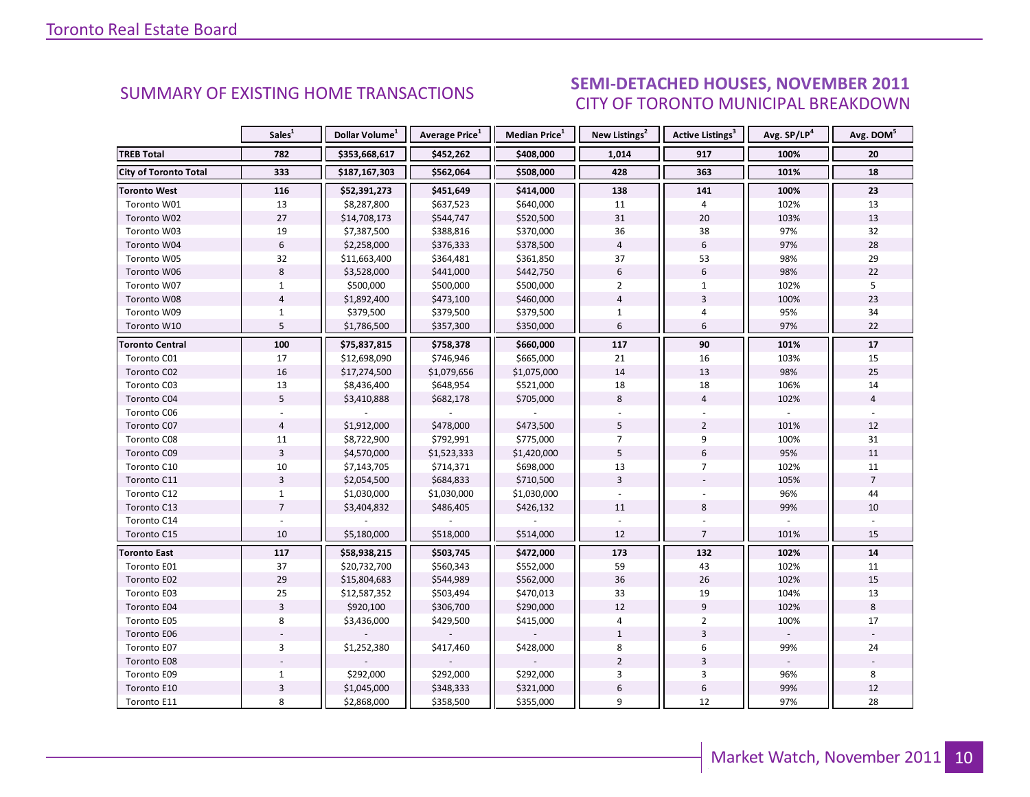## SUMMARY OF EXISTING HOME TRANSACTIONS

## SEMI-DETACHED HOUSES, NOVEMBER 2011
### CITY OF TORONTO MUNICIPAL BREAKDOWN

| | Sales[1] | Dollar Volume[1] | Average Price[1] | Median Price[1] | New Listings[2] | Active Listings[3] | Avg. SP/LP[4] | Avg. DOM[5] |
|---|---|---|---|---|---|---|---|---|
| **TREB Total** | **782** | **$353,668,617** | **$452,262** | **$408,000** | **1,014** | **917** | **100%** | **20** |
| **City of Toronto Total** | **333** | **$187,167,303** | **$562,064** | **$508,000** | **428** | **363** | **101%** | **18** |
| **Toronto West** | **116** | **$52,391,273** | **$451,649** | **$414,000** | **138** | **141** | **100%** | **23** |
| Toronto W01 | 13 | $8,287,800 | $637,523 | $640,000 | 11 | 4 | 102% | 13 |
| Toronto W02 | 27 | $14,708,173 | $544,747 | $520,500 | 31 | 20 | 103% | 13 |
| Toronto W03 | 19 | $7,387,500 | $388,816 | $370,000 | 36 | 38 | 97% | 32 |
| Toronto W04 | 6 | $2,258,000 | $376,333 | $378,500 | 4 | 6 | 97% | 28 |
| Toronto W05 | 32 | $11,663,400 | $364,481 | $361,850 | 37 | 53 | 98% | 29 |
| Toronto W06 | 8 | $3,528,000 | $441,000 | $442,750 | 6 | 6 | 98% | 22 |
| Toronto W07 | 1 | $500,000 | $500,000 | $500,000 | 2 | 1 | 102% | 5 |
| Toronto W08 | 4 | $1,892,400 | $473,100 | $460,000 | 4 | 3 | 100% | 23 |
| Toronto W09 | 1 | $379,500 | $379,500 | $379,500 | 1 | 4 | 95% | 34 |
| Toronto W10 | 5 | $1,786,500 | $357,300 | $350,000 | 6 | 6 | 97% | 22 |
| **Toronto Central** | **100** | **$75,837,815** | **$758,378** | **$660,000** | **117** | **90** | **101%** | **17** |
| Toronto C01 | 17 | $12,698,090 | $746,946 | $665,000 | 21 | 16 | 103% | 15 |
| Toronto C02 | 16 | $17,274,500 | $1,079,656 | $1,075,000 | 14 | 13 | 98% | 25 |
| Toronto C03 | 13 | $8,436,400 | $648,954 | $521,000 | 18 | 18 | 106% | 14 |
| Toronto C04 | 5 | $3,410,888 | $682,178 | $705,000 | 8 | 4 | 102% | 4 |
| Toronto C06 | - | - | - | - | - | - | - | - |
| Toronto C07 | 4 | $1,912,000 | $478,000 | $473,500 | 5 | 2 | 101% | 12 |
| Toronto C08 | 11 | $8,722,900 | $792,991 | $775,000 | 7 | 9 | 100% | 31 |
| Toronto C09 | 3 | $4,570,000 | $1,523,333 | $1,420,000 | 5 | 6 | 95% | 11 |
| Toronto C10 | 10 | $7,143,705 | $714,371 | $698,000 | 13 | 7 | 102% | 11 |
| Toronto C11 | 3 | $2,054,500 | $684,833 | $710,500 | 3 | - | 105% | 7 |
| Toronto C12 | 1 | $1,030,000 | $1,030,000 | $1,030,000 | - | - | 96% | 44 |
| Toronto C13 | 7 | $3,404,832 | $486,405 | $426,132 | 11 | 8 | 99% | 10 |
| Toronto C14 | - | - | - | - | - | - | - | - |
| Toronto C15 | 10 | $5,180,000 | $518,000 | $514,000 | 12 | 7 | 101% | 15 |
| **Toronto East** | **117** | **$58,938,215** | **$503,745** | **$472,000** | **173** | **132** | **102%** | **14** |
| Toronto E01 | 37 | $20,732,700 | $560,343 | $552,000 | 59 | 43 | 102% | 11 |
| Toronto E02 | 29 | $15,804,683 | $544,989 | $562,000 | 36 | 26 | 102% | 15 |
| Toronto E03 | 25 | $12,587,352 | $503,494 | $470,013 | 33 | 19 | 104% | 13 |
| Toronto E04 | 3 | $920,100 | $306,700 | $290,000 | 12 | 9 | 102% | 8 |
| Toronto E05 | 8 | $3,436,000 | $429,500 | $415,000 | 4 | 2 | 100% | 17 |
| Toronto E06 | - | - | - | - | 1 | 3 | - | - |
| Toronto E07 | 3 | $1,252,380 | $417,460 | $428,000 | 8 | 6 | 99% | 24 |
| Toronto E08 | - | - | - | - | 2 | 3 | - | - |
| Toronto E09 | 1 | $292,000 | $292,000 | $292,000 | 3 | 3 | 96% | 8 |
| Toronto E10 | 3 | $1,045,000 | $348,333 | $321,000 | 6 | 6 | 99% | 12 |
| Toronto E11 | 8 | $2,868,000 | $358,500 | $355,000 | 9 | 12 | 97% | 28 |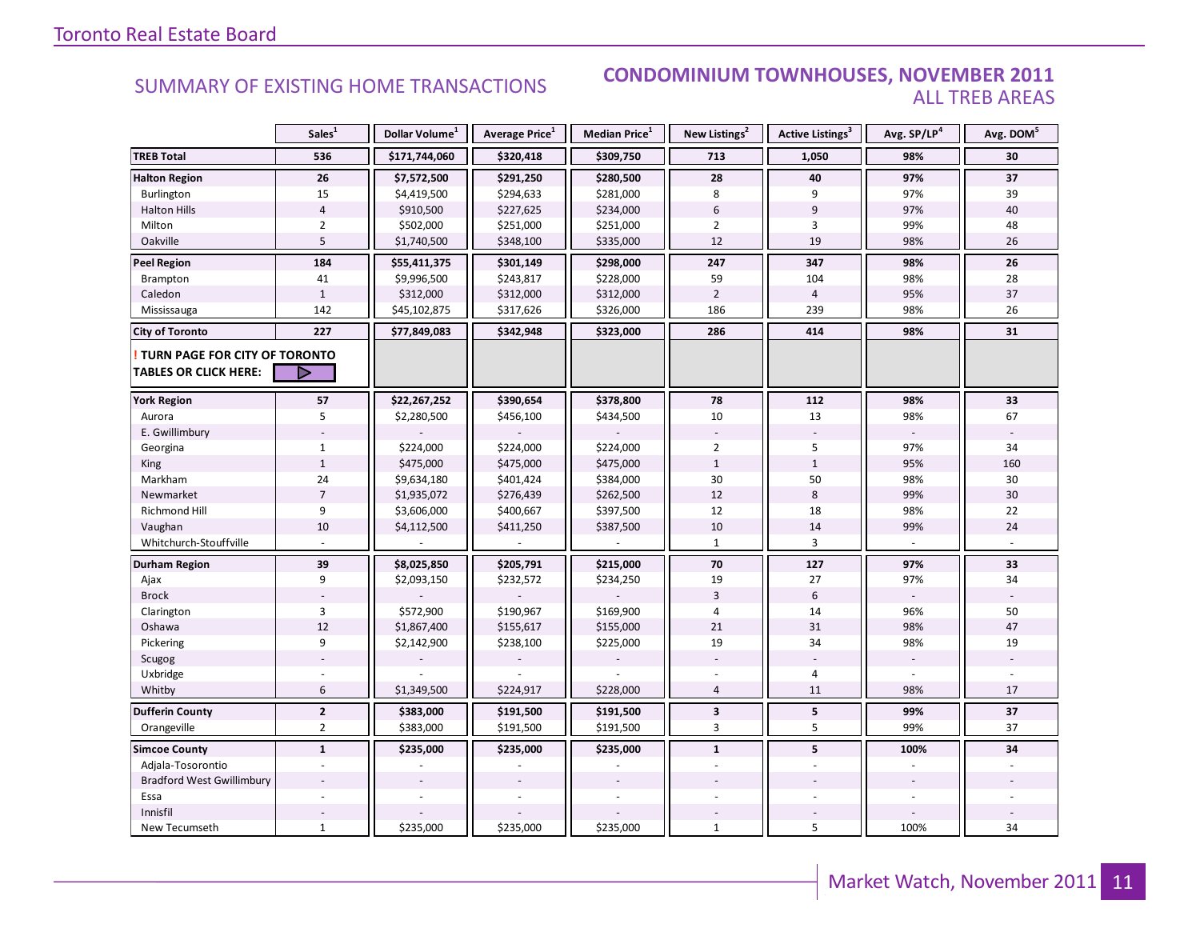Toronto Real Estate Board

## SUMMARY OF EXISTING HOME TRANSACTIONS

## CONDOMINIUM TOWNHOUSES, NOVEMBER 2011
### ALL TREB AREAS

| | Sales[1] | Dollar Volume[1] | Average Price[1] | Median Price[1] | New Listings[2] | Active Listings[3] | Avg. SP/LP[4] | Avg. DOM[5] |
|---|---|---|---|---|---|---|---|---|
| **TREB Total** | **536** | **$171,744,060** | **$320,418** | **$309,750** | **713** | **1,050** | **98%** | **30** |
| **Halton Region** | **26** | **$7,572,500** | **$291,250** | **$280,500** | **28** | **40** | **97%** | **37** |
| Burlington | 15 | $4,419,500 | $294,633 | $281,000 | 8 | 9 | 97% | 39 |
| Halton Hills | 4 | $910,500 | $227,625 | $234,000 | 6 | 9 | 97% | 40 |
| Milton | 2 | $502,000 | $251,000 | $251,000 | 2 | 3 | 99% | 48 |
| Oakville | 5 | $1,740,500 | $348,100 | $335,000 | 12 | 19 | 98% | 26 |
| **Peel Region** | **184** | **$55,411,375** | **$301,149** | **$298,000** | **247** | **347** | **98%** | **26** |
| Brampton | 41 | $9,996,500 | $243,817 | $228,000 | 59 | 104 | 98% | 28 |
| Caledon | 1 | $312,000 | $312,000 | $312,000 | 2 | 4 | 95% | 37 |
| Mississauga | 142 | $45,102,875 | $317,626 | $326,000 | 186 | 239 | 98% | 26 |
| **City of Toronto** | **227** | **$77,849,083** | **$342,948** | **$323,000** | **286** | **414** | **98%** | **31** |
| **! TURN PAGE FOR CITY OF TORONTO TABLES OR CLICK HERE:** | | | | | | | | |
| **York Region** | **57** | **$22,267,252** | **$390,654** | **$378,800** | **78** | **112** | **98%** | **33** |
| Aurora | 5 | $2,280,500 | $456,100 | $434,500 | 10 | 13 | 98% | 67 |
| E. Gwillimbury | - | - | - | - | - | - | - | - |
| Georgina | 1 | $224,000 | $224,000 | $224,000 | 2 | 5 | 97% | 34 |
| King | 1 | $475,000 | $475,000 | $475,000 | 1 | 1 | 95% | 160 |
| Markham | 24 | $9,634,180 | $401,424 | $384,000 | 30 | 50 | 98% | 30 |
| Newmarket | 7 | $1,935,072 | $276,439 | $262,500 | 12 | 8 | 99% | 30 |
| Richmond Hill | 9 | $3,606,000 | $400,667 | $397,500 | 12 | 18 | 98% | 22 |
| Vaughan | 10 | $4,112,500 | $411,250 | $387,500 | 10 | 14 | 99% | 24 |
| Whitchurch-Stouffville | - | - | - | - | 1 | 3 | - | - |
| **Durham Region** | **39** | **$8,025,850** | **$205,791** | **$215,000** | **70** | **127** | **97%** | **33** |
| Ajax | 9 | $2,093,150 | $232,572 | $234,250 | 19 | 27 | 97% | 34 |
| Brock | - | - | - | - | 3 | 6 | - | - |
| Clarington | 3 | $572,900 | $190,967 | $169,900 | 4 | 14 | 96% | 50 |
| Oshawa | 12 | $1,867,400 | $155,617 | $155,000 | 21 | 31 | 98% | 47 |
| Pickering | 9 | $2,142,900 | $238,100 | $225,000 | 19 | 34 | 98% | 19 |
| Scugog | - | - | - | - | - | - | - | - |
| Uxbridge | - | - | - | - | - | 4 | - | - |
| Whitby | 6 | $1,349,500 | $224,917 | $228,000 | 4 | 11 | 98% | 17 |
| **Dufferin County** | **2** | **$383,000** | **$191,500** | **$191,500** | **3** | **5** | **99%** | **37** |
| Orangeville | 2 | $383,000 | $191,500 | $191,500 | 3 | 5 | 99% | 37 |
| **Simcoe County** | **1** | **$235,000** | **$235,000** | **$235,000** | **1** | **5** | **100%** | **34** |
| Adjala-Tosorontio | - | - | - | - | - | - | - | - |
| Bradford West Gwillimbury | - | - | - | - | - | - | - | - |
| Essa | - | - | - | - | - | - | - | - |
| Innisfil | - | - | - | - | - | - | - | - |
| New Tecumseth | 1 | $235,000 | $235,000 | $235,000 | 1 | 5 | 100% | 34 |

Market Watch, November 2011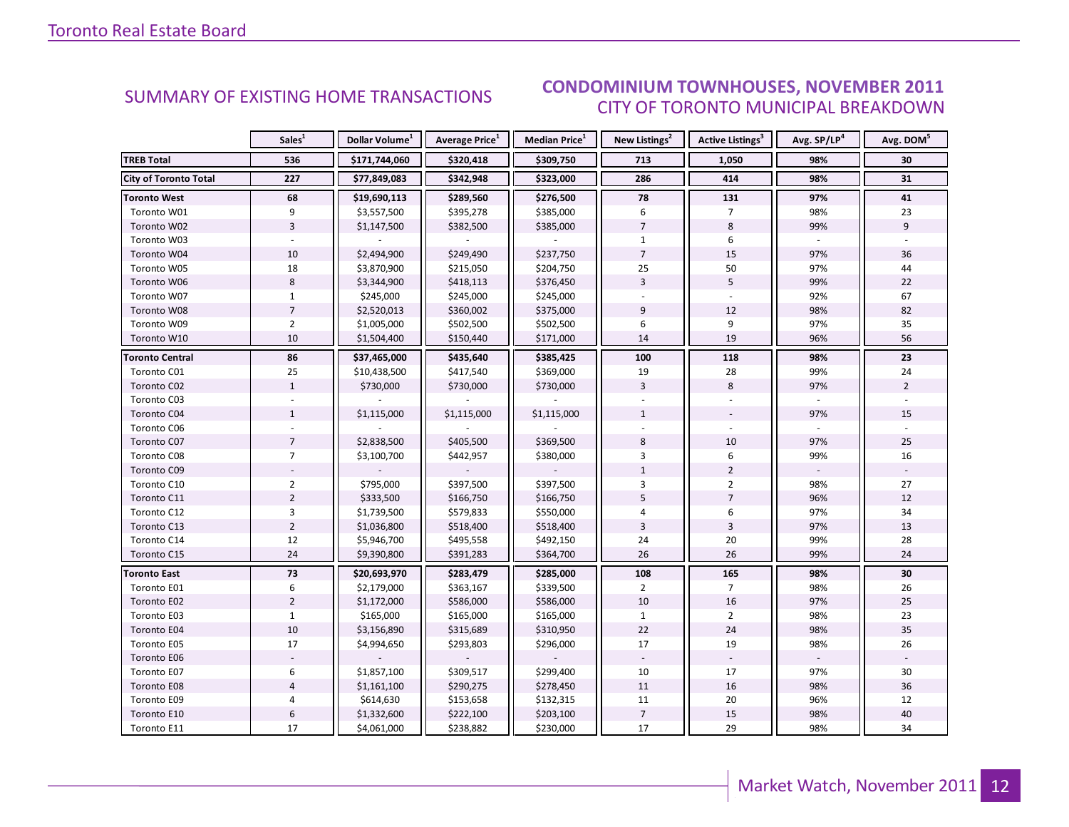## SUMMARY OF EXISTING HOME TRANSACTIONS

## CONDOMINIUM TOWNHOUSES, NOVEMBER 2011
### CITY OF TORONTO MUNICIPAL BREAKDOWN

| | Sales[1] | Dollar Volume[1] | Average Price[1] | Median Price[1] | New Listings[2] | Active Listings[3] | Avg. SP/LP[4] | Avg. DOM[5] |
|---|---|---|---|---|---|---|---|---|
| **TREB Total** | **536** | **$171,744,060** | **$320,418** | **$309,750** | **713** | **1,050** | **98%** | **30** |
| **City of Toronto Total** | **227** | **$77,849,083** | **$342,948** | **$323,000** | **286** | **414** | **98%** | **31** |
| **Toronto West** | **68** | **$19,690,113** | **$289,560** | **$276,500** | **78** | **131** | **97%** | **41** |
| Toronto W01 | 9 | $3,557,500 | $395,278 | $385,000 | 6 | 7 | 98% | 23 |
| Toronto W02 | 3 | $1,147,500 | $382,500 | $385,000 | 7 | 8 | 99% | 9 |
| Toronto W03 | - | - | - | - | 1 | 6 | - | - |
| Toronto W04 | 10 | $2,494,900 | $249,490 | $237,750 | 7 | 15 | 97% | 36 |
| Toronto W05 | 18 | $3,870,900 | $215,050 | $204,750 | 25 | 50 | 97% | 44 |
| Toronto W06 | 8 | $3,344,900 | $418,113 | $376,450 | 3 | 5 | 99% | 22 |
| Toronto W07 | 1 | $245,000 | $245,000 | $245,000 | - | - | 92% | 67 |
| Toronto W08 | 7 | $2,520,013 | $360,002 | $375,000 | 9 | 12 | 98% | 82 |
| Toronto W09 | 2 | $1,005,000 | $502,500 | $502,500 | 6 | 9 | 97% | 35 |
| Toronto W10 | 10 | $1,504,400 | $150,440 | $171,000 | 14 | 19 | 96% | 56 |
| **Toronto Central** | **86** | **$37,465,000** | **$435,640** | **$385,425** | **100** | **118** | **98%** | **23** |
| Toronto C01 | 25 | $10,438,500 | $417,540 | $369,000 | 19 | 28 | 99% | 24 |
| Toronto C02 | 1 | $730,000 | $730,000 | $730,000 | 3 | 8 | 97% | 2 |
| Toronto C03 | - | - | - | - | - | - | - | - |
| Toronto C04 | 1 | $1,115,000 | $1,115,000 | $1,115,000 | 1 | - | 97% | 15 |
| Toronto C06 | - | - | - | - | - | - | - | - |
| Toronto C07 | 7 | $2,838,500 | $405,500 | $369,500 | 8 | 10 | 97% | 25 |
| Toronto C08 | 7 | $3,100,700 | $442,957 | $380,000 | 3 | 6 | 99% | 16 |
| Toronto C09 | - | - | - | - | 1 | 2 | - | - |
| Toronto C10 | 2 | $795,000 | $397,500 | $397,500 | 3 | 2 | 98% | 27 |
| Toronto C11 | 2 | $333,500 | $166,750 | $166,750 | 5 | 7 | 96% | 12 |
| Toronto C12 | 3 | $1,739,500 | $579,833 | $550,000 | 4 | 6 | 97% | 34 |
| Toronto C13 | 2 | $1,036,800 | $518,400 | $518,400 | 3 | 3 | 97% | 13 |
| Toronto C14 | 12 | $5,946,700 | $495,558 | $492,150 | 24 | 20 | 99% | 28 |
| Toronto C15 | 24 | $9,390,800 | $391,283 | $364,700 | 26 | 26 | 99% | 24 |
| **Toronto East** | **73** | **$20,693,970** | **$283,479** | **$285,000** | **108** | **165** | **98%** | **30** |
| Toronto E01 | 6 | $2,179,000 | $363,167 | $339,500 | 2 | 7 | 98% | 26 |
| Toronto E02 | 2 | $1,172,000 | $586,000 | $586,000 | 10 | 16 | 97% | 25 |
| Toronto E03 | 1 | $165,000 | $165,000 | $165,000 | 1 | 2 | 98% | 23 |
| Toronto E04 | 10 | $3,156,890 | $315,689 | $310,950 | 22 | 24 | 98% | 35 |
| Toronto E05 | 17 | $4,994,650 | $293,803 | $296,000 | 17 | 19 | 98% | 26 |
| Toronto E06 | - | - | - | - | - | - | - | - |
| Toronto E07 | 6 | $1,857,100 | $309,517 | $299,400 | 10 | 17 | 97% | 30 |
| Toronto E08 | 4 | $1,161,100 | $290,275 | $278,450 | 11 | 16 | 98% | 36 |
| Toronto E09 | 4 | $614,630 | $153,658 | $132,315 | 11 | 20 | 96% | 12 |
| Toronto E10 | 6 | $1,332,600 | $222,100 | $203,100 | 7 | 15 | 98% | 40 |
| Toronto E11 | 17 | $4,061,000 | $238,882 | $230,000 | 17 | 29 | 98% | 34 |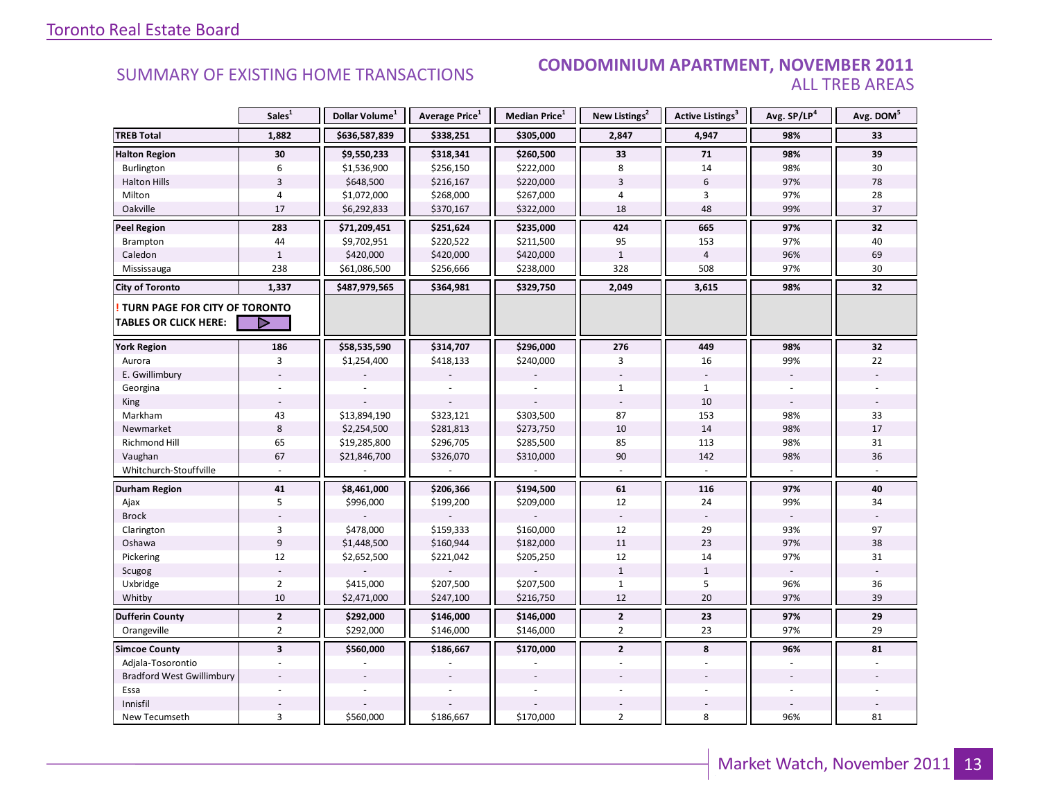## SUMMARY OF EXISTING HOME TRANSACTIONS

## CONDOMINIUM APARTMENT, NOVEMBER 2011
### ALL TREB AREAS

| | Sales[1] | Dollar Volume[1] | Average Price[1] | Median Price[1] | New Listings[2] | Active Listings[3] | Avg. SP/LP[4] | Avg. DOM[5] |
|---|---|---|---|---|---|---|---|---|
| **TREB Total** | **1,882** | **$636,587,839** | **$338,251** | **$305,000** | **2,847** | **4,947** | **98%** | **33** |
| **Halton Region** | **30** | **$9,550,233** | **$318,341** | **$260,500** | **33** | **71** | **98%** | **39** |
| Burlington | 6 | $1,536,900 | $256,150 | $222,000 | 8 | 14 | 98% | 30 |
| Halton Hills | 3 | $648,500 | $216,167 | $220,000 | 3 | 6 | 97% | 78 |
| Milton | 4 | $1,072,000 | $268,000 | $267,000 | 4 | 3 | 97% | 28 |
| Oakville | 17 | $6,292,833 | $370,167 | $322,000 | 18 | 48 | 99% | 37 |
| **Peel Region** | **283** | **$71,209,451** | **$251,624** | **$235,000** | **424** | **665** | **97%** | **32** |
| Brampton | 44 | $9,702,951 | $220,522 | $211,500 | 95 | 153 | 97% | 40 |
| Caledon | 1 | $420,000 | $420,000 | $420,000 | 1 | 4 | 96% | 69 |
| Mississauga | 238 | $61,086,500 | $256,666 | $238,000 | 328 | 508 | 97% | 30 |
| **City of Toronto** | **1,337** | **$487,979,565** | **$364,981** | **$329,750** | **2,049** | **3,615** | **98%** | **32** |
| **! TURN PAGE FOR CITY OF TORONTO TABLES OR CLICK HERE:** | | | | | | | | |
| **York Region** | **186** | **$58,535,590** | **$314,707** | **$296,000** | **276** | **449** | **98%** | **32** |
| Aurora | 3 | $1,254,400 | $418,133 | $240,000 | 3 | 16 | 99% | 22 |
| E. Gwillimbury | - | - | - | - | - | - | - | - |
| Georgina | - | - | - | - | 1 | 1 | - | - |
| King | - | - | - | - | - | 10 | - | - |
| Markham | 43 | $13,894,190 | $323,121 | $303,500 | 87 | 153 | 98% | 33 |
| Newmarket | 8 | $2,254,500 | $281,813 | $273,750 | 10 | 14 | 98% | 17 |
| Richmond Hill | 65 | $19,285,800 | $296,705 | $285,500 | 85 | 113 | 98% | 31 |
| Vaughan | 67 | $21,846,700 | $326,070 | $310,000 | 90 | 142 | 98% | 36 |
| Whitchurch-Stouffville | - | - | - | - | - | - | - | - |
| **Durham Region** | **41** | **$8,461,000** | **$206,366** | **$194,500** | **61** | **116** | **97%** | **40** |
| Ajax | 5 | $996,000 | $199,200 | $209,000 | 12 | 24 | 99% | 34 |
| Brock | - | - | - | - | - | - | - | - |
| Clarington | 3 | $478,000 | $159,333 | $160,000 | 12 | 29 | 93% | 97 |
| Oshawa | 9 | $1,448,500 | $160,944 | $182,000 | 11 | 23 | 97% | 38 |
| Pickering | 12 | $2,652,500 | $221,042 | $205,250 | 12 | 14 | 97% | 31 |
| Scugog | - | - | - | - | 1 | 1 | - | - |
| Uxbridge | 2 | $415,000 | $207,500 | $207,500 | 1 | 5 | 96% | 36 |
| Whitby | 10 | $2,471,000 | $247,100 | $216,750 | 12 | 20 | 97% | 39 |
| **Dufferin County** | **2** | **$292,000** | **$146,000** | **$146,000** | **2** | **23** | **97%** | **29** |
| Orangeville | 2 | $292,000 | $146,000 | $146,000 | 2 | 23 | 97% | 29 |
| **Simcoe County** | **3** | **$560,000** | **$186,667** | **$170,000** | **2** | **8** | **96%** | **81** |
| Adjala-Tosorontio | - | - | - | - | - | - | - | - |
| Bradford West Gwillimbury | - | - | - | - | - | - | - | - |
| Essa | - | - | - | - | - | - | - | - |
| Innisfil | - | - | - | - | - | - | - | - |
| New Tecumseth | 3 | $560,000 | $186,667 | $170,000 | 2 | 8 | 96% | 81 |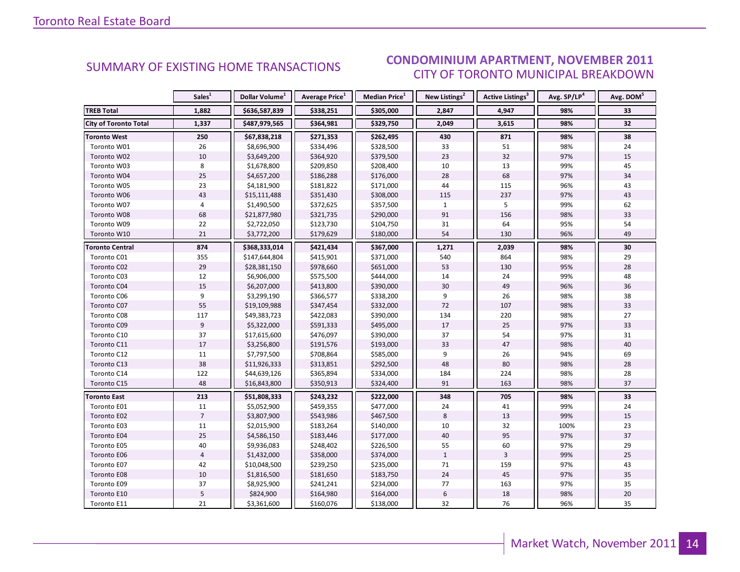## SUMMARY OF EXISTING HOME TRANSACTIONS

## CONDOMINIUM APARTMENT, NOVEMBER 2011
### CITY OF TORONTO MUNICIPAL BREAKDOWN

| | Sales[1] | Dollar Volume[1] | Average Price[1] | Median Price[1] | New Listings[2] | Active Listings[3] | Avg. SP/LP[4] | Avg. DOM[5] |
|---|---|---|---|---|---|---|---|---|
| **TREB Total** | **1,882** | **$636,587,839** | **$338,251** | **$305,000** | **2,847** | **4,947** | **98%** | **33** |
| **City of Toronto Total** | **1,337** | **$487,979,565** | **$364,981** | **$329,750** | **2,049** | **3,615** | **98%** | **32** |
| **Toronto West** | **250** | **$67,838,218** | **$271,353** | **$262,495** | **430** | **871** | **98%** | **38** |
| Toronto W01 | 26 | $8,696,900 | $334,496 | $328,500 | 33 | 51 | 98% | 24 |
| Toronto W02 | 10 | $3,649,200 | $364,920 | $379,500 | 23 | 32 | 97% | 15 |
| Toronto W03 | 8 | $1,678,800 | $209,850 | $208,400 | 10 | 13 | 99% | 45 |
| Toronto W04 | 25 | $4,657,200 | $186,288 | $176,000 | 28 | 68 | 97% | 34 |
| Toronto W05 | 23 | $4,181,900 | $181,822 | $171,000 | 44 | 115 | 96% | 43 |
| Toronto W06 | 43 | $15,111,488 | $351,430 | $308,000 | 115 | 237 | 97% | 43 |
| Toronto W07 | 4 | $1,490,500 | $372,625 | $357,500 | 1 | 5 | 99% | 62 |
| Toronto W08 | 68 | $21,877,980 | $321,735 | $290,000 | 91 | 156 | 98% | 33 |
| Toronto W09 | 22 | $2,722,050 | $123,730 | $104,750 | 31 | 64 | 95% | 54 |
| Toronto W10 | 21 | $3,772,200 | $179,629 | $180,000 | 54 | 130 | 96% | 49 |
| **Toronto Central** | **874** | **$368,333,014** | **$421,434** | **$367,000** | **1,271** | **2,039** | **98%** | **30** |
| Toronto C01 | 355 | $147,644,804 | $415,901 | $371,000 | 540 | 864 | 98% | 29 |
| Toronto C02 | 29 | $28,381,150 | $978,660 | $651,000 | 53 | 130 | 95% | 28 |
| Toronto C03 | 12 | $6,906,000 | $575,500 | $444,000 | 14 | 24 | 99% | 48 |
| Toronto C04 | 15 | $6,207,000 | $413,800 | $390,000 | 30 | 49 | 96% | 36 |
| Toronto C06 | 9 | $3,299,190 | $366,577 | $338,200 | 9 | 26 | 98% | 38 |
| Toronto C07 | 55 | $19,109,988 | $347,454 | $332,000 | 72 | 107 | 98% | 33 |
| Toronto C08 | 117 | $49,383,723 | $422,083 | $390,000 | 134 | 220 | 98% | 27 |
| Toronto C09 | 9 | $5,322,000 | $591,333 | $495,000 | 17 | 25 | 97% | 33 |
| Toronto C10 | 37 | $17,615,600 | $476,097 | $390,000 | 37 | 54 | 97% | 31 |
| Toronto C11 | 17 | $3,256,800 | $191,576 | $193,000 | 33 | 47 | 98% | 40 |
| Toronto C12 | 11 | $7,797,500 | $708,864 | $585,000 | 9 | 26 | 94% | 69 |
| Toronto C13 | 38 | $11,926,333 | $313,851 | $292,500 | 48 | 80 | 98% | 28 |
| Toronto C14 | 122 | $44,639,126 | $365,894 | $334,000 | 184 | 224 | 98% | 28 |
| Toronto C15 | 48 | $16,843,800 | $350,913 | $324,400 | 91 | 163 | 98% | 37 |
| **Toronto East** | **213** | **$51,808,333** | **$243,232** | **$222,000** | **348** | **705** | **98%** | **33** |
| Toronto E01 | 11 | $5,052,900 | $459,355 | $477,000 | 24 | 41 | 99% | 24 |
| Toronto E02 | 7 | $3,807,900 | $543,986 | $467,500 | 8 | 13 | 99% | 15 |
| Toronto E03 | 11 | $2,015,900 | $183,264 | $140,000 | 10 | 32 | 100% | 23 |
| Toronto E04 | 25 | $4,586,150 | $183,446 | $177,000 | 40 | 95 | 97% | 37 |
| Toronto E05 | 40 | $9,936,083 | $248,402 | $226,500 | 55 | 60 | 97% | 29 |
| Toronto E06 | 4 | $1,432,000 | $358,000 | $374,000 | 1 | 3 | 99% | 25 |
| Toronto E07 | 42 | $10,048,500 | $239,250 | $235,000 | 71 | 159 | 97% | 43 |
| Toronto E08 | 10 | $1,816,500 | $181,650 | $183,750 | 24 | 45 | 97% | 35 |
| Toronto E09 | 37 | $8,925,900 | $241,241 | $234,000 | 77 | 163 | 97% | 35 |
| Toronto E10 | 5 | $824,900 | $164,980 | $164,000 | 6 | 18 | 98% | 20 |
| Toronto E11 | 21 | $3,361,600 | $160,076 | $138,000 | 32 | 76 | 96% | 35 |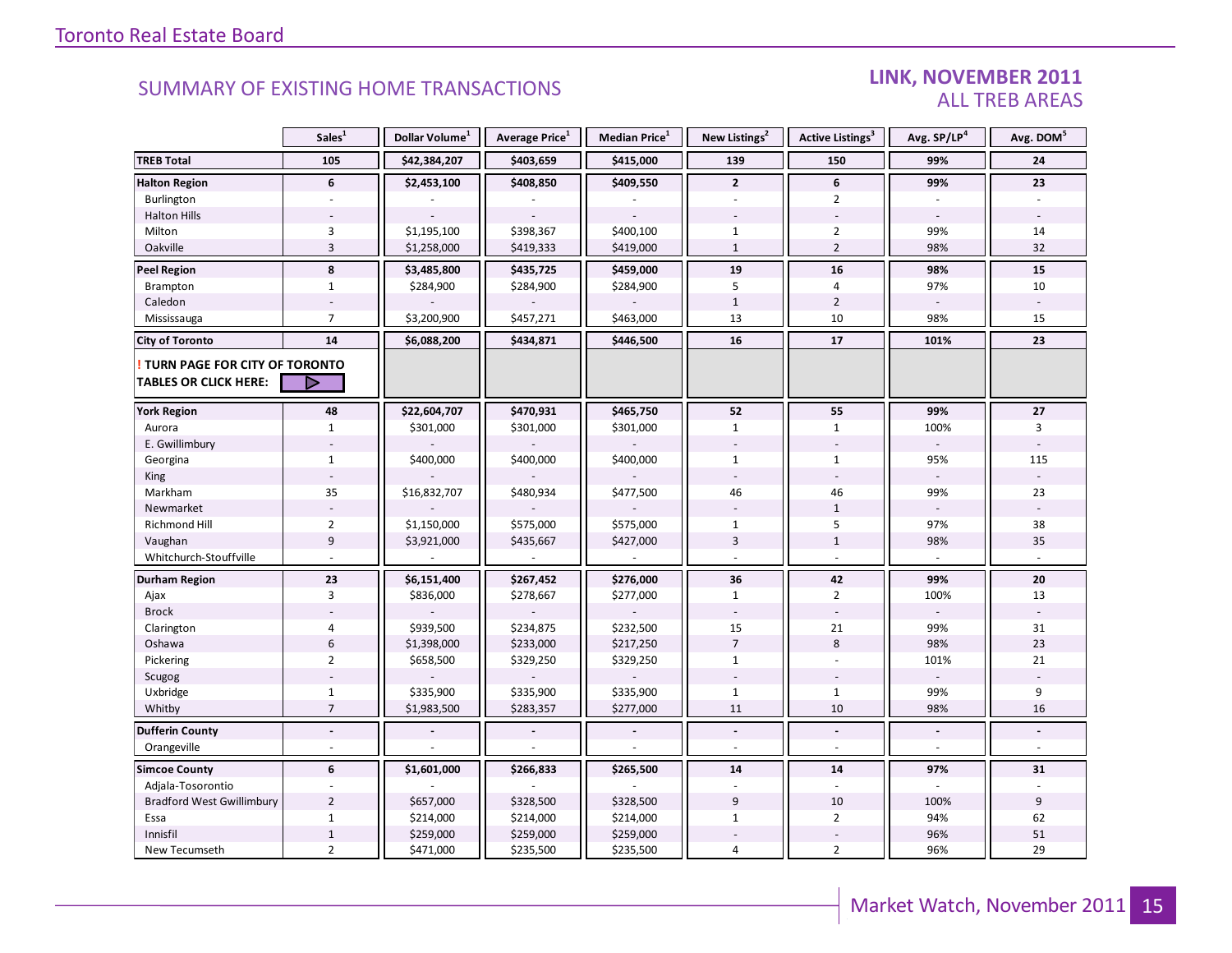## SUMMARY OF EXISTING HOME TRANSACTIONS

### LINK, NOVEMBER 2011
### ALL TREB AREAS

| | Sales[1] | Dollar Volume[1] | Average Price[1] | Median Price[1] | New Listings[2] | Active Listings[3] | Avg. SP/LP[4] | Avg. DOM[5] |
|---|---|---|---|---|---|---|---|---|
| **TREB Total** | **105** | **$42,384,207** | **$403,659** | **$415,000** | **139** | **150** | **99%** | **24** |
| **Halton Region** | **6** | **$2,453,100** | **$408,850** | **$409,550** | **2** | **6** | **99%** | **23** |
| Burlington | - | - | - | - | - | 2 | - | - |
| Halton Hills | - | - | - | - | - | - | - | - |
| Milton | 3 | $1,195,100 | $398,367 | $400,100 | 1 | 2 | 99% | 14 |
| Oakville | 3 | $1,258,000 | $419,333 | $419,000 | 1 | 2 | 98% | 32 |
| **Peel Region** | **8** | **$3,485,800** | **$435,725** | **$459,000** | **19** | **16** | **98%** | **15** |
| Brampton | 1 | $284,900 | $284,900 | $284,900 | 5 | 4 | 97% | 10 |
| Caledon | - | - | - | - | 1 | 2 | - | - |
| Mississauga | 7 | $3,200,900 | $457,271 | $463,000 | 13 | 10 | 98% | 15 |
| **City of Toronto** | **14** | **$6,088,200** | **$434,871** | **$446,500** | **16** | **17** | **101%** | **23** |
| **! TURN PAGE FOR CITY OF TORONTO TABLES OR CLICK HERE:** | | | | | | | | |
| **York Region** | **48** | **$22,604,707** | **$470,931** | **$465,750** | **52** | **55** | **99%** | **27** |
| Aurora | 1 | $301,000 | $301,000 | $301,000 | 1 | 1 | 100% | 3 |
| E. Gwillimbury | - | - | - | - | - | - | - | - |
| Georgina | 1 | $400,000 | $400,000 | $400,000 | 1 | 1 | 95% | 115 |
| King | - | - | - | - | - | - | - | - |
| Markham | 35 | $16,832,707 | $480,934 | $477,500 | 46 | 46 | 99% | 23 |
| Newmarket | - | - | - | - | - | 1 | - | - |
| Richmond Hill | 2 | $1,150,000 | $575,000 | $575,000 | 1 | 5 | 97% | 38 |
| Vaughan | 9 | $3,921,000 | $435,667 | $427,000 | 3 | 1 | 98% | 35 |
| Whitchurch-Stouffville | - | - | - | - | - | - | - | - |
| **Durham Region** | **23** | **$6,151,400** | **$267,452** | **$276,000** | **36** | **42** | **99%** | **20** |
| Ajax | 3 | $836,000 | $278,667 | $277,000 | 1 | 2 | 100% | 13 |
| Brock | - | - | - | - | - | - | - | - |
| Clarington | 4 | $939,500 | $234,875 | $232,500 | 15 | 21 | 99% | 31 |
| Oshawa | 6 | $1,398,000 | $233,000 | $217,250 | 7 | 8 | 98% | 23 |
| Pickering | 2 | $658,500 | $329,250 | $329,250 | 1 | - | 101% | 21 |
| Scugog | - | - | - | - | - | - | - | - |
| Uxbridge | 1 | $335,900 | $335,900 | $335,900 | 1 | 1 | 99% | 9 |
| Whitby | 7 | $1,983,500 | $283,357 | $277,000 | 11 | 10 | 98% | 16 |
| **Dufferin County** | **-** | **-** | **-** | **-** | **-** | **-** | **-** | **-** |
| Orangeville | - | - | - | - | - | - | - | - |
| **Simcoe County** | **6** | **$1,601,000** | **$266,833** | **$265,500** | **14** | **14** | **97%** | **31** |
| Adjala-Tosorontio | - | - | - | - | - | - | - | - |
| Bradford West Gwillimbury | 2 | $657,000 | $328,500 | $328,500 | 9 | 10 | 100% | 9 |
| Essa | 1 | $214,000 | $214,000 | $214,000 | 1 | 2 | 94% | 62 |
| Innisfil | 1 | $259,000 | $259,000 | $259,000 | - | - | 96% | 51 |
| New Tecumseth | 2 | $471,000 | $235,500 | $235,500 | 4 | 2 | 96% | 29 |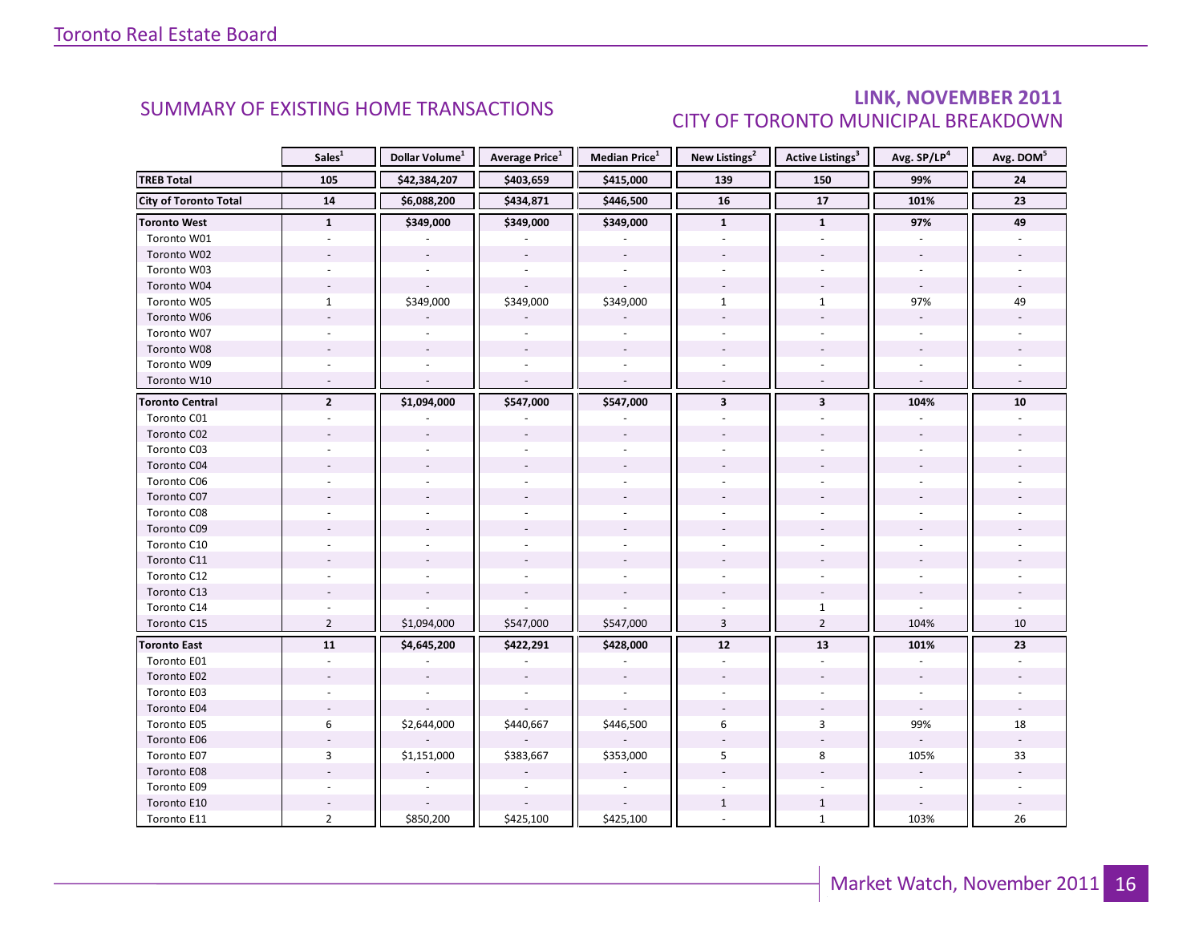## SUMMARY OF EXISTING HOME TRANSACTIONS

## LINK, NOVEMBER 2011
## CITY OF TORONTO MUNICIPAL BREAKDOWN

| | Sales[1] | Dollar Volume[1] | Average Price[1] | Median Price[1] | New Listings[2] | Active Listings[3] | Avg. SP/LP[4] | Avg. DOM[5] |
|---|---|---|---|---|---|---|---|---|
| **TREB Total** | **105** | **$42,384,207** | **$403,659** | **$415,000** | **139** | **150** | **99%** | **24** |
| **City of Toronto Total** | **14** | **$6,088,200** | **$434,871** | **$446,500** | **16** | **17** | **101%** | **23** |
| **Toronto West** | **1** | **$349,000** | **$349,000** | **$349,000** | **1** | **1** | **97%** | **49** |
| Toronto W01 | - | - | - | - | - | - | - | - |
| Toronto W02 | - | - | - | - | - | - | - | - |
| Toronto W03 | - | - | - | - | - | - | - | - |
| Toronto W04 | - | - | - | - | - | - | - | - |
| Toronto W05 | 1 | $349,000 | $349,000 | $349,000 | 1 | 1 | 97% | 49 |
| Toronto W06 | - | - | - | - | - | - | - | - |
| Toronto W07 | - | - | - | - | - | - | - | - |
| Toronto W08 | - | - | - | - | - | - | - | - |
| Toronto W09 | - | - | - | - | - | - | - | - |
| Toronto W10 | - | - | - | - | - | - | - | - |
| **Toronto Central** | **2** | **$1,094,000** | **$547,000** | **$547,000** | **3** | **3** | **104%** | **10** |
| Toronto C01 | - | - | - | - | - | - | - | - |
| Toronto C02 | - | - | - | - | - | - | - | - |
| Toronto C03 | - | - | - | - | - | - | - | - |
| Toronto C04 | - | - | - | - | - | - | - | - |
| Toronto C06 | - | - | - | - | - | - | - | - |
| Toronto C07 | - | - | - | - | - | - | - | - |
| Toronto C08 | - | - | - | - | - | - | - | - |
| Toronto C09 | - | - | - | - | - | - | - | - |
| Toronto C10 | - | - | - | - | - | - | - | - |
| Toronto C11 | - | - | - | - | - | - | - | - |
| Toronto C12 | - | - | - | - | - | - | - | - |
| Toronto C13 | - | - | - | - | - | - | - | - |
| Toronto C14 | - | - | - | - | - | 1 | - | - |
| Toronto C15 | 2 | $1,094,000 | $547,000 | $547,000 | 3 | 2 | 104% | 10 |
| **Toronto East** | **11** | **$4,645,200** | **$422,291** | **$428,000** | **12** | **13** | **101%** | **23** |
| Toronto E01 | - | - | - | - | - | - | - | - |
| Toronto E02 | - | - | - | - | - | - | - | - |
| Toronto E03 | - | - | - | - | - | - | - | - |
| Toronto E04 | - | - | - | - | - | - | - | - |
| Toronto E05 | 6 | $2,644,000 | $440,667 | $446,500 | 6 | 3 | 99% | 18 |
| Toronto E06 | - | - | - | - | - | - | - | - |
| Toronto E07 | 3 | $1,151,000 | $383,667 | $353,000 | 5 | 8 | 105% | 33 |
| Toronto E08 | - | - | - | - | - | - | - | - |
| Toronto E09 | - | - | - | - | - | - | - | - |
| Toronto E10 | - | - | - | - | 1 | 1 | - | - |
| Toronto E11 | 2 | $850,200 | $425,100 | $425,100 | - | 1 | 103% | 26 |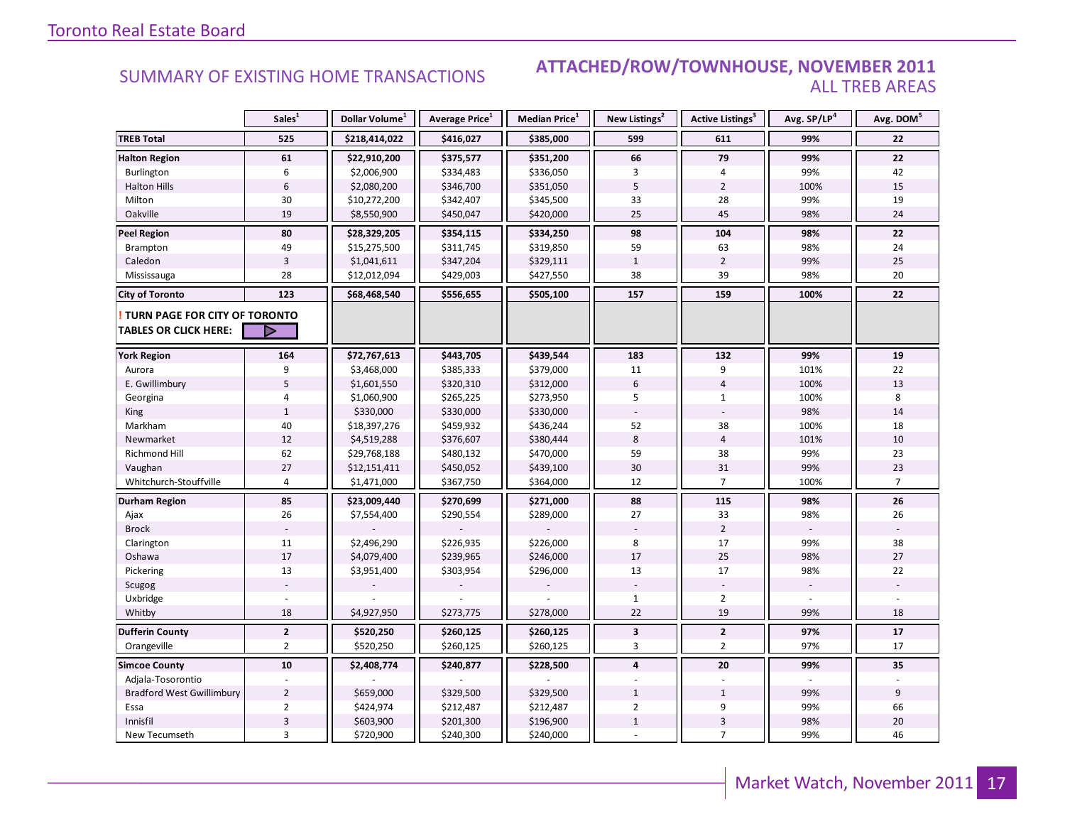## SUMMARY OF EXISTING HOME TRANSACTIONS

### ATTACHED/ROW/TOWNHOUSE, NOVEMBER 2011
### ALL TREB AREAS

| | Sales[1] | Dollar Volume[1] | Average Price[1] | Median Price[1] | New Listings[2] | Active Listings[3] | Avg. SP/LP[4] | Avg. DOM[5] |
|---|---|---|---|---|---|---|---|---|
| **TREB Total** | **525** | **$218,414,022** | **$416,027** | **$385,000** | **599** | **611** | **99%** | **22** |
| **Halton Region** | **61** | **$22,910,200** | **$375,577** | **$351,200** | **66** | **79** | **99%** | **22** |
| Burlington | 6 | $2,006,900 | $334,483 | $336,050 | 3 | 4 | 99% | 42 |
| Halton Hills | 6 | $2,080,200 | $346,700 | $351,050 | 5 | 2 | 100% | 15 |
| Milton | 30 | $10,272,200 | $342,407 | $345,500 | 33 | 28 | 99% | 19 |
| Oakville | 19 | $8,550,900 | $450,047 | $420,000 | 25 | 45 | 98% | 24 |
| **Peel Region** | **80** | **$28,329,205** | **$354,115** | **$334,250** | **98** | **104** | **98%** | **22** |
| Brampton | 49 | $15,275,500 | $311,745 | $319,850 | 59 | 63 | 98% | 24 |
| Caledon | 3 | $1,041,611 | $347,204 | $329,111 | 1 | 2 | 99% | 25 |
| Mississauga | 28 | $12,012,094 | $429,003 | $427,550 | 38 | 39 | 98% | 20 |
| **City of Toronto** | **123** | **$68,468,540** | **$556,655** | **$505,100** | **157** | **159** | **100%** | **22** |
| **! TURN PAGE FOR CITY OF TORONTO TABLES OR CLICK HERE:** | | | | | | | | |
| **York Region** | **164** | **$72,767,613** | **$443,705** | **$439,544** | **183** | **132** | **99%** | **19** |
| Aurora | 9 | $3,468,000 | $385,333 | $379,000 | 11 | 9 | 101% | 22 |
| E. Gwillimbury | 5 | $1,601,550 | $320,310 | $312,000 | 6 | 4 | 100% | 13 |
| Georgina | 4 | $1,060,900 | $265,225 | $273,950 | 5 | 1 | 100% | 8 |
| King | 1 | $330,000 | $330,000 | $330,000 | - | - | 98% | 14 |
| Markham | 40 | $18,397,276 | $459,932 | $436,244 | 52 | 38 | 100% | 18 |
| Newmarket | 12 | $4,519,288 | $376,607 | $380,444 | 8 | 4 | 101% | 10 |
| Richmond Hill | 62 | $29,768,188 | $480,132 | $470,000 | 59 | 38 | 99% | 23 |
| Vaughan | 27 | $12,151,411 | $450,052 | $439,100 | 30 | 31 | 99% | 23 |
| Whitchurch-Stouffville | 4 | $1,471,000 | $367,750 | $364,000 | 12 | 7 | 100% | 7 |
| **Durham Region** | **85** | **$23,009,440** | **$270,699** | **$271,000** | **88** | **115** | **98%** | **26** |
| Ajax | 26 | $7,554,400 | $290,554 | $289,000 | 27 | 33 | 98% | 26 |
| Brock | - | - | - | - | - | 2 | - | - |
| Clarington | 11 | $2,496,290 | $226,935 | $226,000 | 8 | 17 | 99% | 38 |
| Oshawa | 17 | $4,079,400 | $239,965 | $246,000 | 17 | 25 | 98% | 27 |
| Pickering | 13 | $3,951,400 | $303,954 | $296,000 | 13 | 17 | 98% | 22 |
| Scugog | - | - | - | - | - | - | - | - |
| Uxbridge | - | - | - | - | 1 | 2 | - | - |
| Whitby | 18 | $4,927,950 | $273,775 | $278,000 | 22 | 19 | 99% | 18 |
| **Dufferin County** | **2** | **$520,250** | **$260,125** | **$260,125** | **3** | **2** | **97%** | **17** |
| Orangeville | 2 | $520,250 | $260,125 | $260,125 | 3 | 2 | 97% | 17 |
| **Simcoe County** | **10** | **$2,408,774** | **$240,877** | **$228,500** | **4** | **20** | **99%** | **35** |
| Adjala-Tosorontio | - | - | - | - | - | - | - | - |
| Bradford West Gwillimbury | 2 | $659,000 | $329,500 | $329,500 | 1 | 1 | 99% | 9 |
| Essa | 2 | $424,974 | $212,487 | $212,487 | 2 | 9 | 99% | 66 |
| Innisfil | 3 | $603,900 | $201,300 | $196,900 | 1 | 3 | 98% | 20 |
| New Tecumseth | 3 | $720,900 | $240,300 | $240,000 | - | 7 | 99% | 46 |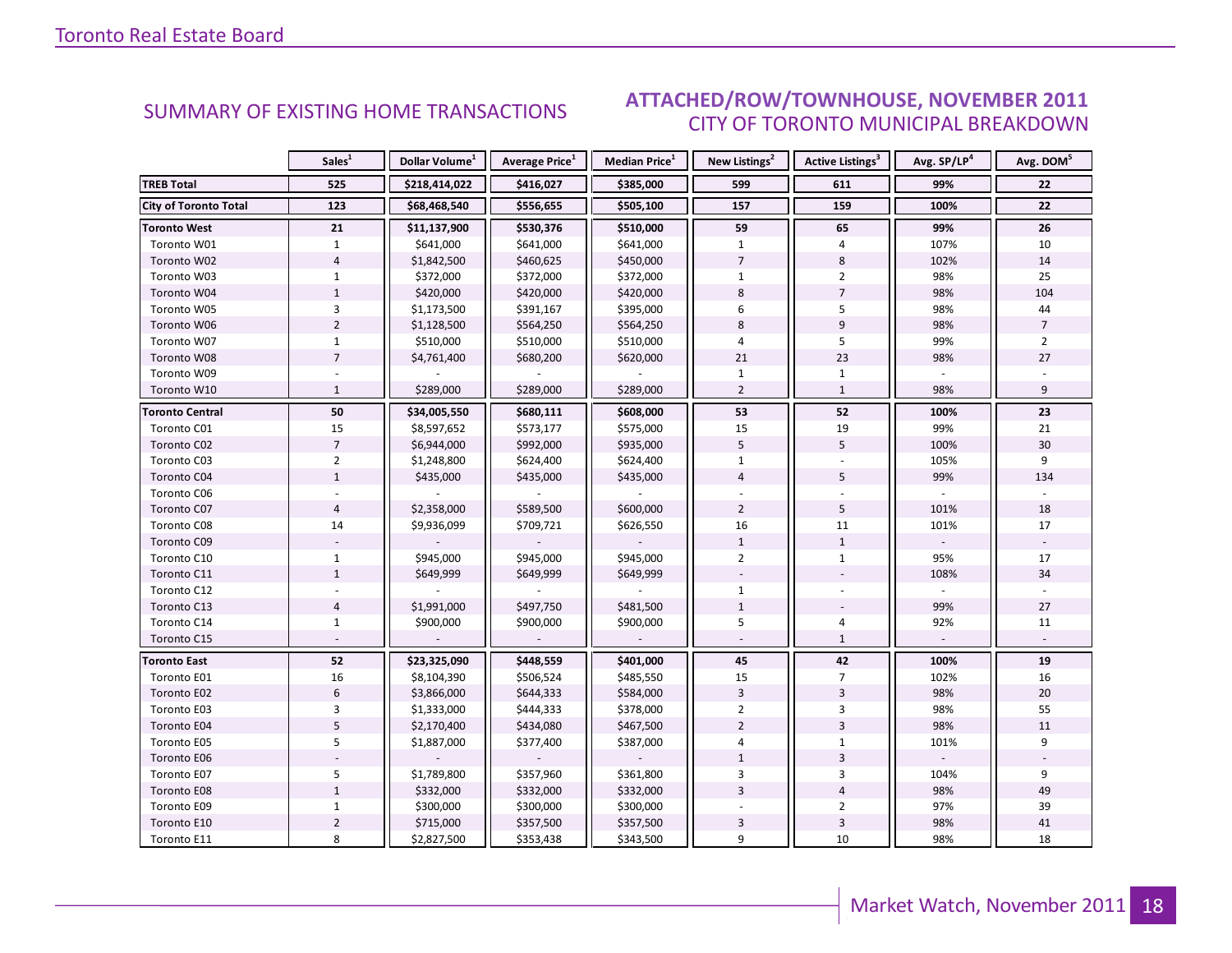## SUMMARY OF EXISTING HOME TRANSACTIONS

## ATTACHED/ROW/TOWNHOUSE, NOVEMBER 2011
### CITY OF TORONTO MUNICIPAL BREAKDOWN

| | Sales[1] | Dollar Volume[1] | Average Price[1] | Median Price[1] | New Listings[2] | Active Listings[3] | Avg. SP/LP[4] | Avg. DOM[5] |
|---|---|---|---|---|---|---|---|---|
| **TREB Total** | **525** | **$218,414,022** | **$416,027** | **$385,000** | **599** | **611** | **99%** | **22** |
| **City of Toronto Total** | **123** | **$68,468,540** | **$556,655** | **$505,100** | **157** | **159** | **100%** | **22** |
| **Toronto West** | **21** | **$11,137,900** | **$530,376** | **$510,000** | **59** | **65** | **99%** | **26** |
| Toronto W01 | 1 | $641,000 | $641,000 | $641,000 | 1 | 4 | 107% | 10 |
| Toronto W02 | 4 | $1,842,500 | $460,625 | $450,000 | 7 | 8 | 102% | 14 |
| Toronto W03 | 1 | $372,000 | $372,000 | $372,000 | 1 | 2 | 98% | 25 |
| Toronto W04 | 1 | $420,000 | $420,000 | $420,000 | 8 | 7 | 98% | 104 |
| Toronto W05 | 3 | $1,173,500 | $391,167 | $395,000 | 6 | 5 | 98% | 44 |
| Toronto W06 | 2 | $1,128,500 | $564,250 | $564,250 | 8 | 9 | 98% | 7 |
| Toronto W07 | 1 | $510,000 | $510,000 | $510,000 | 4 | 5 | 99% | 2 |
| Toronto W08 | 7 | $4,761,400 | $680,200 | $620,000 | 21 | 23 | 98% | 27 |
| Toronto W09 | - | - | - | - | 1 | 1 | - | - |
| Toronto W10 | 1 | $289,000 | $289,000 | $289,000 | 2 | 1 | 98% | 9 |
| **Toronto Central** | **50** | **$34,005,550** | **$680,111** | **$608,000** | **53** | **52** | **100%** | **23** |
| Toronto C01 | 15 | $8,597,652 | $573,177 | $575,000 | 15 | 19 | 99% | 21 |
| Toronto C02 | 7 | $6,944,000 | $992,000 | $935,000 | 5 | 5 | 100% | 30 |
| Toronto C03 | 2 | $1,248,800 | $624,400 | $624,400 | 1 | - | 105% | 9 |
| Toronto C04 | 1 | $435,000 | $435,000 | $435,000 | 4 | 5 | 99% | 134 |
| Toronto C06 | - | - | - | - | - | - | - | - |
| Toronto C07 | 4 | $2,358,000 | $589,500 | $600,000 | 2 | 5 | 101% | 18 |
| Toronto C08 | 14 | $9,936,099 | $709,721 | $626,550 | 16 | 11 | 101% | 17 |
| Toronto C09 | - | - | - | - | 1 | 1 | - | - |
| Toronto C10 | 1 | $945,000 | $945,000 | $945,000 | 2 | 1 | 95% | 17 |
| Toronto C11 | 1 | $649,999 | $649,999 | $649,999 | - | - | 108% | 34 |
| Toronto C12 | - | - | - | - | 1 | - | - | - |
| Toronto C13 | 4 | $1,991,000 | $497,750 | $481,500 | 1 | - | 99% | 27 |
| Toronto C14 | 1 | $900,000 | $900,000 | $900,000 | 5 | 4 | 92% | 11 |
| Toronto C15 | - | - | - | - | - | 1 | - | - |
| **Toronto East** | **52** | **$23,325,090** | **$448,559** | **$401,000** | **45** | **42** | **100%** | **19** |
| Toronto E01 | 16 | $8,104,390 | $506,524 | $485,550 | 15 | 7 | 102% | 16 |
| Toronto E02 | 6 | $3,866,000 | $644,333 | $584,000 | 3 | 3 | 98% | 20 |
| Toronto E03 | 3 | $1,333,000 | $444,333 | $378,000 | 2 | 3 | 98% | 55 |
| Toronto E04 | 5 | $2,170,400 | $434,080 | $467,500 | 2 | 3 | 98% | 11 |
| Toronto E05 | 5 | $1,887,000 | $377,400 | $387,000 | 4 | 1 | 101% | 9 |
| Toronto E06 | - | - | - | - | 1 | 3 | - | - |
| Toronto E07 | 5 | $1,789,800 | $357,960 | $361,800 | 3 | 3 | 104% | 9 |
| Toronto E08 | 1 | $332,000 | $332,000 | $332,000 | 3 | 4 | 98% | 49 |
| Toronto E09 | 1 | $300,000 | $300,000 | $300,000 | - | 2 | 97% | 39 |
| Toronto E10 | 2 | $715,000 | $357,500 | $357,500 | 3 | 3 | 98% | 41 |
| Toronto E11 | 8 | $2,827,500 | $353,438 | $343,500 | 9 | 10 | 98% | 18 |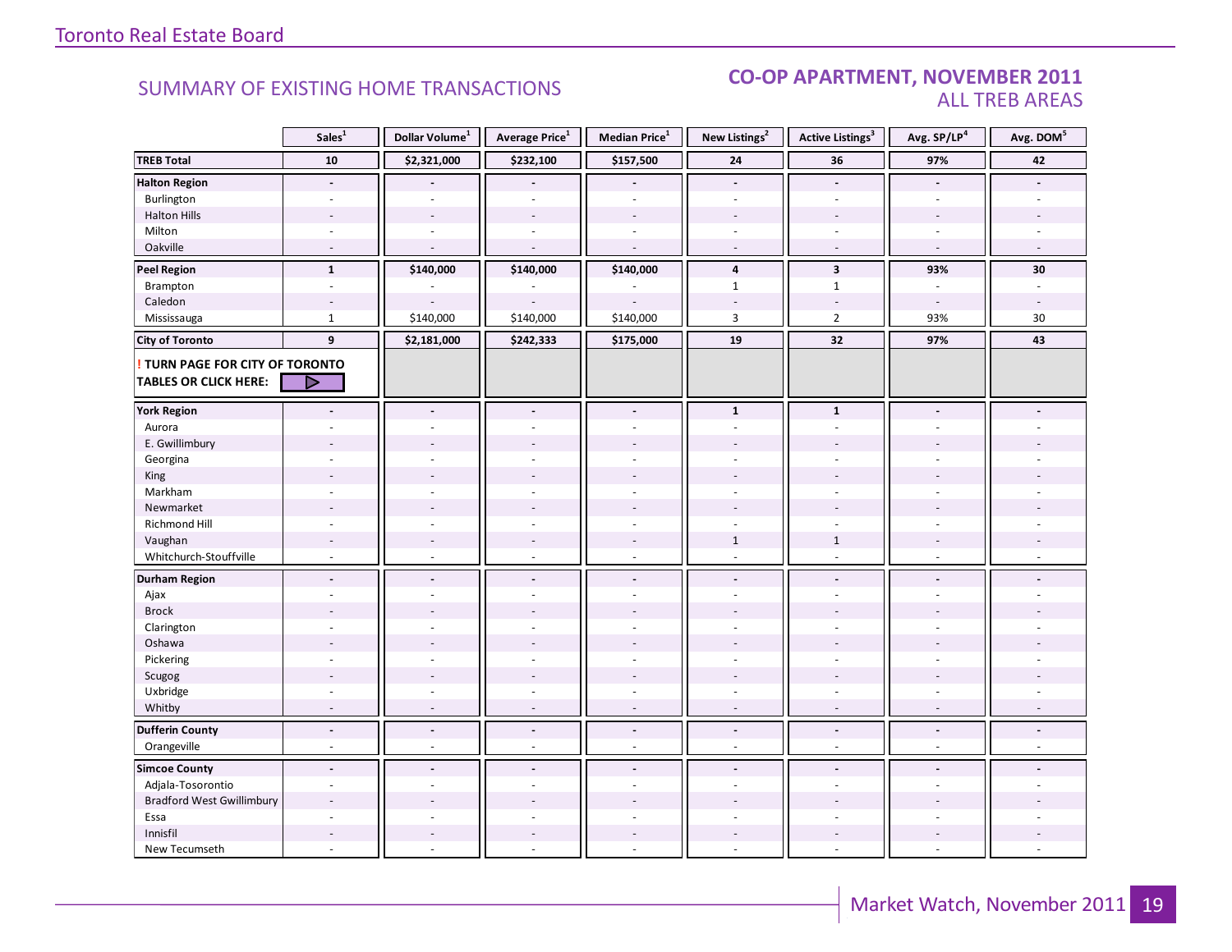## SUMMARY OF EXISTING HOME TRANSACTIONS

## CO-OP APARTMENT, NOVEMBER 2011
### ALL TREB AREAS

| | Sales[1] | Dollar Volume[1] | Average Price[1] | Median Price[1] | New Listings[2] | Active Listings[3] | Avg. SP/LP[4] | Avg. DOM[5] |
|---|---|---|---|---|---|---|---|---|
| **TREB Total** | **10** | **$2,321,000** | **$232,100** | **$157,500** | **24** | **36** | **97%** | **42** |
| **Halton Region** | **-** | **-** | **-** | **-** | **-** | **-** | **-** | **-** |
| Burlington | - | - | - | - | - | - | - | - |
| Halton Hills | - | - | - | - | - | - | - | - |
| Milton | - | - | - | - | - | - | - | - |
| Oakville | - | - | - | - | - | - | - | - |
| **Peel Region** | **1** | **$140,000** | **$140,000** | **$140,000** | **4** | **3** | **93%** | **30** |
| Brampton | - | - | - | - | 1 | 1 | - | - |
| Caledon | - | - | - | - | - | - | - | - |
| Mississauga | 1 | $140,000 | $140,000 | $140,000 | 3 | 2 | 93% | 30 |
| **City of Toronto** | **9** | **$2,181,000** | **$242,333** | **$175,000** | **19** | **32** | **97%** | **43** |
| **! TURN PAGE FOR CITY OF TORONTO TABLES OR CLICK HERE:** | | | | | | | | |
| **York Region** | **-** | **-** | **-** | **-** | **1** | **1** | **-** | **-** |
| Aurora | - | - | - | - | - | - | - | - |
| E. Gwillimbury | - | - | - | - | - | - | - | - |
| Georgina | - | - | - | - | - | - | - | - |
| King | - | - | - | - | - | - | - | - |
| Markham | - | - | - | - | - | - | - | - |
| Newmarket | - | - | - | - | - | - | - | - |
| Richmond Hill | - | - | - | - | - | - | - | - |
| Vaughan | - | - | - | - | 1 | 1 | - | - |
| Whitchurch-Stouffville | - | - | - | - | - | - | - | - |
| **Durham Region** | **-** | **-** | **-** | **-** | **-** | **-** | **-** | **-** |
| Ajax | - | - | - | - | - | - | - | - |
| Brock | - | - | - | - | - | - | - | - |
| Clarington | - | - | - | - | - | - | - | - |
| Oshawa | - | - | - | - | - | - | - | - |
| Pickering | - | - | - | - | - | - | - | - |
| Scugog | - | - | - | - | - | - | - | - |
| Uxbridge | - | - | - | - | - | - | - | - |
| Whitby | - | - | - | - | - | - | - | - |
| **Dufferin County** | **-** | **-** | **-** | **-** | **-** | **-** | **-** | **-** |
| Orangeville | - | - | - | - | - | - | - | - |
| **Simcoe County** | **-** | **-** | **-** | **-** | **-** | **-** | **-** | **-** |
| Adjala-Tosorontio | - | - | - | - | - | - | - | - |
| Bradford West Gwillimbury | - | - | - | - | - | - | - | - |
| Essa | - | - | - | - | - | - | - | - |
| Innisfil | - | - | - | - | - | - | - | - |
| New Tecumseth | - | - | - | - | - | - | - | - |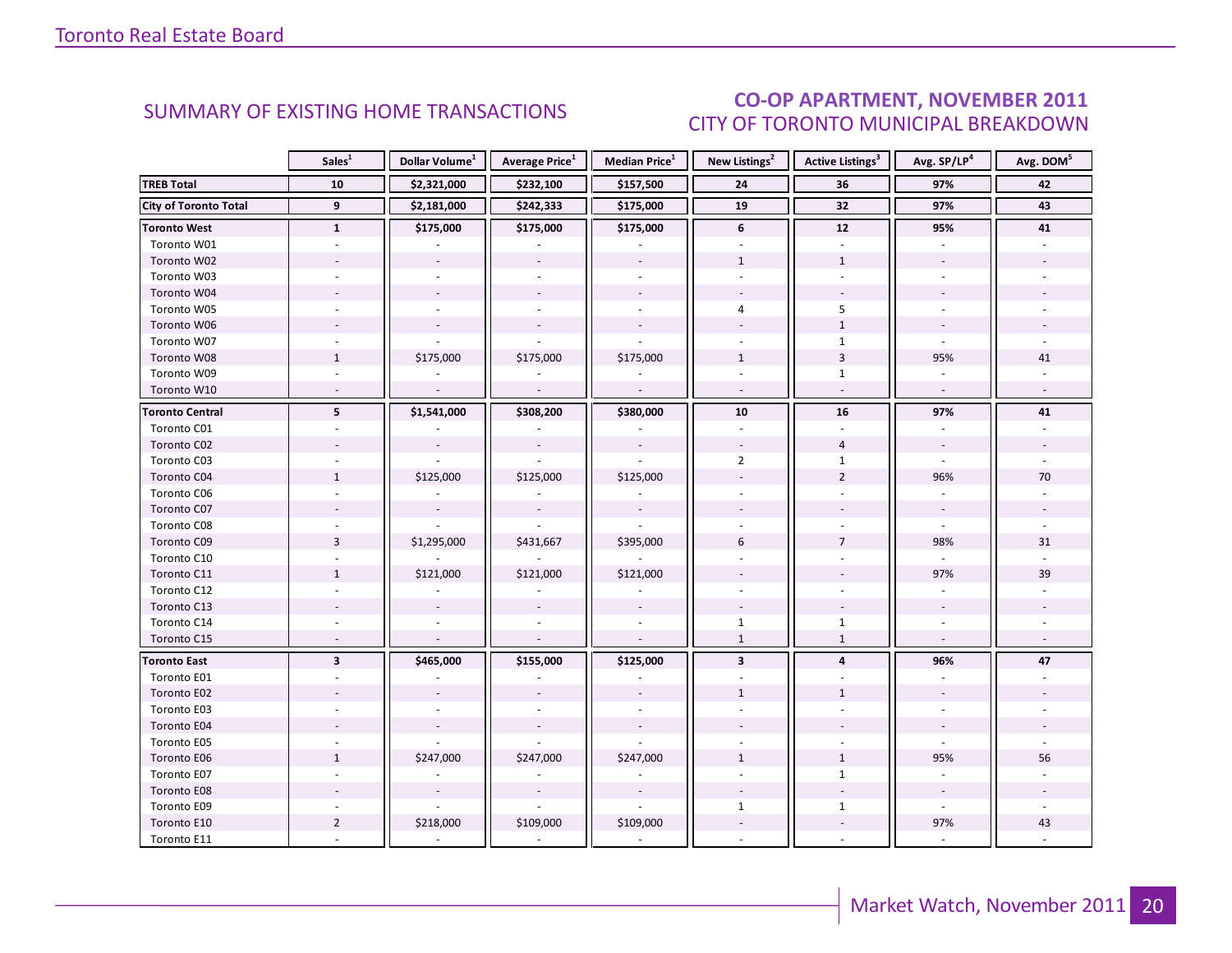## SUMMARY OF EXISTING HOME TRANSACTIONS

## CO-OP APARTMENT, NOVEMBER 2011
### CITY OF TORONTO MUNICIPAL BREAKDOWN

| | Sales[1] | Dollar Volume[1] | Average Price[1] | Median Price[1] | New Listings[2] | Active Listings[3] | Avg. SP/LP[4] | Avg. DOM[5] |
|---|---|---|---|---|---|---|---|---|
| **TREB Total** | **10** | **$2,321,000** | **$232,100** | **$157,500** | **24** | **36** | **97%** | **42** |
| **City of Toronto Total** | **9** | **$2,181,000** | **$242,333** | **$175,000** | **19** | **32** | **97%** | **43** |
| **Toronto West** | **1** | **$175,000** | **$175,000** | **$175,000** | **6** | **12** | **95%** | **41** |
| Toronto W01 | - | - | - | - | - | - | - | - |
| Toronto W02 | - | - | - | - | 1 | 1 | - | - |
| Toronto W03 | - | - | - | - | - | - | - | - |
| Toronto W04 | - | - | - | - | - | - | - | - |
| Toronto W05 | - | - | - | - | 4 | 5 | - | - |
| Toronto W06 | - | - | - | - | - | 1 | - | - |
| Toronto W07 | - | - | - | - | - | 1 | - | - |
| Toronto W08 | 1 | $175,000 | $175,000 | $175,000 | 1 | 3 | 95% | 41 |
| Toronto W09 | - | - | - | - | - | 1 | - | - |
| Toronto W10 | - | - | - | - | - | - | - | - |
| **Toronto Central** | **5** | **$1,541,000** | **$308,200** | **$380,000** | **10** | **16** | **97%** | **41** |
| Toronto C01 | - | - | - | - | - | - | - | - |
| Toronto C02 | - | - | - | - | - | 4 | - | - |
| Toronto C03 | - | - | - | - | 2 | 1 | - | - |
| Toronto C04 | 1 | $125,000 | $125,000 | $125,000 | - | 2 | 96% | 70 |
| Toronto C06 | - | - | - | - | - | - | - | - |
| Toronto C07 | - | - | - | - | - | - | - | - |
| Toronto C08 | - | - | - | - | - | - | - | - |
| Toronto C09 | 3 | $1,295,000 | $431,667 | $395,000 | 6 | 7 | 98% | 31 |
| Toronto C10 | - | - | - | - | - | - | - | - |
| Toronto C11 | 1 | $121,000 | $121,000 | $121,000 | - | - | 97% | 39 |
| Toronto C12 | - | - | - | - | - | - | - | - |
| Toronto C13 | - | - | - | - | - | - | - | - |
| Toronto C14 | - | - | - | - | 1 | 1 | - | - |
| Toronto C15 | - | - | - | - | 1 | 1 | - | - |
| **Toronto East** | **3** | **$465,000** | **$155,000** | **$125,000** | **3** | **4** | **96%** | **47** |
| Toronto E01 | - | - | - | - | - | - | - | - |
| Toronto E02 | - | - | - | - | 1 | 1 | - | - |
| Toronto E03 | - | - | - | - | - | - | - | - |
| Toronto E04 | - | - | - | - | - | - | - | - |
| Toronto E05 | - | - | - | - | - | - | - | - |
| Toronto E06 | 1 | $247,000 | $247,000 | $247,000 | 1 | 1 | 95% | 56 |
| Toronto E07 | - | - | - | - | - | 1 | - | - |
| Toronto E08 | - | - | - | - | - | - | - | - |
| Toronto E09 | - | - | - | - | 1 | 1 | - | - |
| Toronto E10 | 2 | $218,000 | $109,000 | $109,000 | - | - | 97% | 43 |
| Toronto E11 | - | - | - | - | - | - | - | - |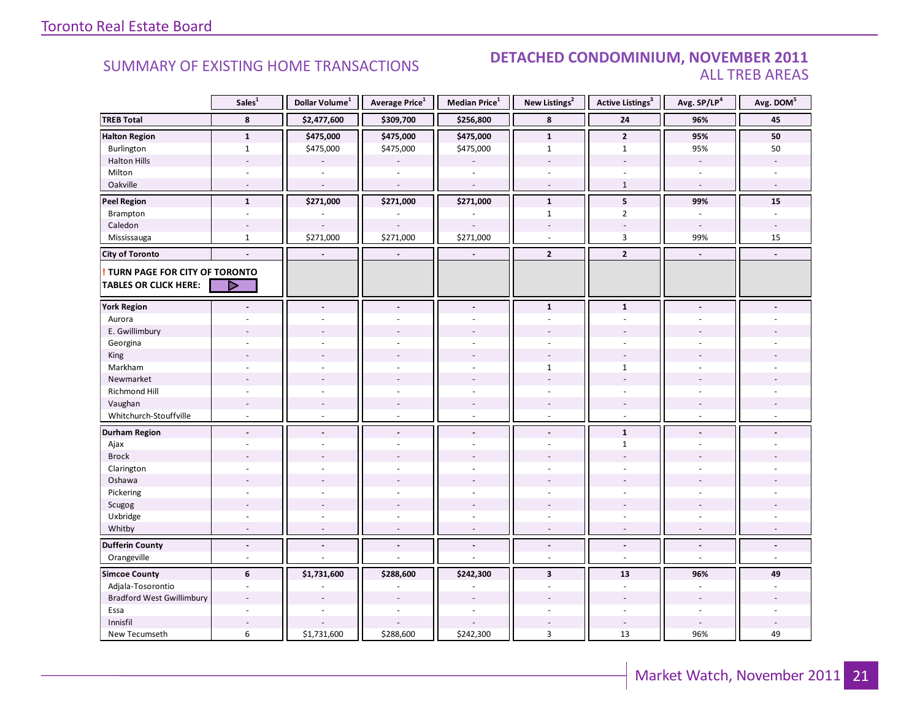## SUMMARY OF EXISTING HOME TRANSACTIONS

### DETACHED CONDOMINIUM, NOVEMBER 2011
### ALL TREB AREAS

| | Sales[1] | Dollar Volume[1] | Average Price[1] | Median Price[1] | New Listings[2] | Active Listings[3] | Avg. SP/LP[4] | Avg. DOM[5] |
|---|---|---|---|---|---|---|---|---|
| **TREB Total** | **8** | **$2,477,600** | **$309,700** | **$256,800** | **8** | **24** | **96%** | **45** |
| **Halton Region** | **1** | **$475,000** | **$475,000** | **$475,000** | **1** | **2** | **95%** | **50** |
| Burlington | 1 | $475,000 | $475,000 | $475,000 | 1 | 1 | 95% | 50 |
| Halton Hills | - | - | - | - | - | - | - | - |
| Milton | - | - | - | - | - | - | - | - |
| Oakville | - | - | - | - | - | 1 | - | - |
| **Peel Region** | **1** | **$271,000** | **$271,000** | **$271,000** | **1** | **5** | **99%** | **15** |
| Brampton | - | - | - | - | 1 | 2 | - | - |
| Caledon | - | - | - | - | - | - | - | - |
| Mississauga | 1 | $271,000 | $271,000 | $271,000 | - | 3 | 99% | 15 |
| **City of Toronto** | **-** | **-** | **-** | **-** | **2** | **2** | **-** | **-** |
| **! TURN PAGE FOR CITY OF TORONTO TABLES OR CLICK HERE:** | | | | | | | | |
| **York Region** | **-** | **-** | **-** | **-** | **1** | **1** | **-** | **-** |
| Aurora | - | - | - | - | - | - | - | - |
| E. Gwillimbury | - | - | - | - | - | - | - | - |
| Georgina | - | - | - | - | - | - | - | - |
| King | - | - | - | - | - | - | - | - |
| Markham | - | - | - | - | 1 | 1 | - | - |
| Newmarket | - | - | - | - | - | - | - | - |
| Richmond Hill | - | - | - | - | - | - | - | - |
| Vaughan | - | - | - | - | - | - | - | - |
| Whitchurch-Stouffville | - | - | - | - | - | - | - | - |
| **Durham Region** | **-** | **-** | **-** | **-** | **-** | **1** | **-** | **-** |
| Ajax | - | - | - | - | - | 1 | - | - |
| Brock | - | - | - | - | - | - | - | - |
| Clarington | - | - | - | - | - | - | - | - |
| Oshawa | - | - | - | - | - | - | - | - |
| Pickering | - | - | - | - | - | - | - | - |
| Scugog | - | - | - | - | - | - | - | - |
| Uxbridge | - | - | - | - | - | - | - | - |
| Whitby | - | - | - | - | - | - | - | - |
| **Dufferin County** | **-** | **-** | **-** | **-** | **-** | **-** | **-** | **-** |
| Orangeville | - | - | - | - | - | - | - | - |
| **Simcoe County** | **6** | **$1,731,600** | **$288,600** | **$242,300** | **3** | **13** | **96%** | **49** |
| Adjala-Tosorontio | - | - | - | - | - | - | - | - |
| Bradford West Gwillimbury | - | - | - | - | - | - | - | - |
| Essa | - | - | - | - | - | - | - | - |
| Innisfil | - | - | - | - | - | - | - | - |
| New Tecumseth | 6 | $1,731,600 | $288,600 | $242,300 | 3 | 13 | 96% | 49 |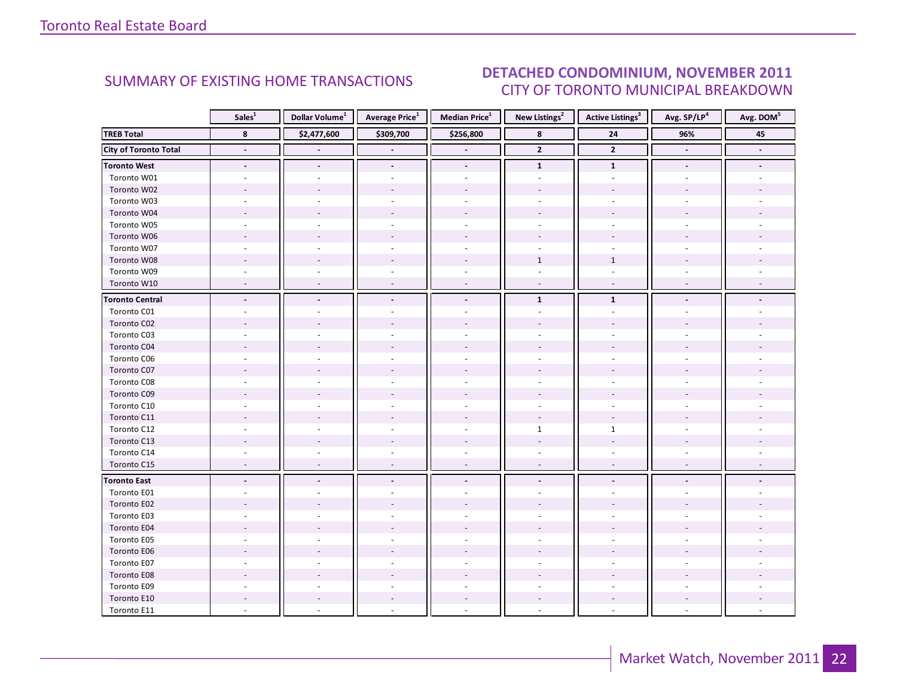## SUMMARY OF EXISTING HOME TRANSACTIONS

## DETACHED CONDOMINIUM, NOVEMBER 2011
### CITY OF TORONTO MUNICIPAL BREAKDOWN

| | Sales[1] | Dollar Volume[1] | Average Price[1] | Median Price[1] | New Listings[2] | Active Listings[3] | Avg. SP/LP[4] | Avg. DOM[5] |
|---|---|---|---|---|---|---|---|---|
| **TREB Total** | **8** | **$2,477,600** | **$309,700** | **$256,800** | **8** | **24** | **96%** | **45** |
| **City of Toronto Total** | **-** | **-** | **-** | **-** | **2** | **2** | **-** | **-** |
| **Toronto West** | **-** | **-** | **-** | **-** | **1** | **1** | **-** | **-** |
| Toronto W01 | - | - | - | - | - | - | - | - |
| Toronto W02 | - | - | - | - | - | - | - | - |
| Toronto W03 | - | - | - | - | - | - | - | - |
| Toronto W04 | - | - | - | - | - | - | - | - |
| Toronto W05 | - | - | - | - | - | - | - | - |
| Toronto W06 | - | - | - | - | - | - | - | - |
| Toronto W07 | - | - | - | - | - | - | - | - |
| Toronto W08 | - | - | - | - | 1 | 1 | - | - |
| Toronto W09 | - | - | - | - | - | - | - | - |
| Toronto W10 | - | - | - | - | - | - | - | - |
| **Toronto Central** | **-** | **-** | **-** | **-** | **1** | **1** | **-** | **-** |
| Toronto C01 | - | - | - | - | - | - | - | - |
| Toronto C02 | - | - | - | - | - | - | - | - |
| Toronto C03 | - | - | - | - | - | - | - | - |
| Toronto C04 | - | - | - | - | - | - | - | - |
| Toronto C06 | - | - | - | - | - | - | - | - |
| Toronto C07 | - | - | - | - | - | - | - | - |
| Toronto C08 | - | - | - | - | - | - | - | - |
| Toronto C09 | - | - | - | - | - | - | - | - |
| Toronto C10 | - | - | - | - | - | - | - | - |
| Toronto C11 | - | - | - | - | - | - | - | - |
| Toronto C12 | - | - | - | - | 1 | 1 | - | - |
| Toronto C13 | - | - | - | - | - | - | - | - |
| Toronto C14 | - | - | - | - | - | - | - | - |
| Toronto C15 | - | - | - | - | - | - | - | - |
| **Toronto East** | **-** | **-** | **-** | **-** | **-** | **-** | **-** | **-** |
| Toronto E01 | - | - | - | - | - | - | - | - |
| Toronto E02 | - | - | - | - | - | - | - | - |
| Toronto E03 | - | - | - | - | - | - | - | - |
| Toronto E04 | - | - | - | - | - | - | - | - |
| Toronto E05 | - | - | - | - | - | - | - | - |
| Toronto E06 | - | - | - | - | - | - | - | - |
| Toronto E07 | - | - | - | - | - | - | - | - |
| Toronto E08 | - | - | - | - | - | - | - | - |
| Toronto E09 | - | - | - | - | - | - | - | - |
| Toronto E10 | - | - | - | - | - | - | - | - |
| Toronto E11 | - | - | - | - | - | - | - | - |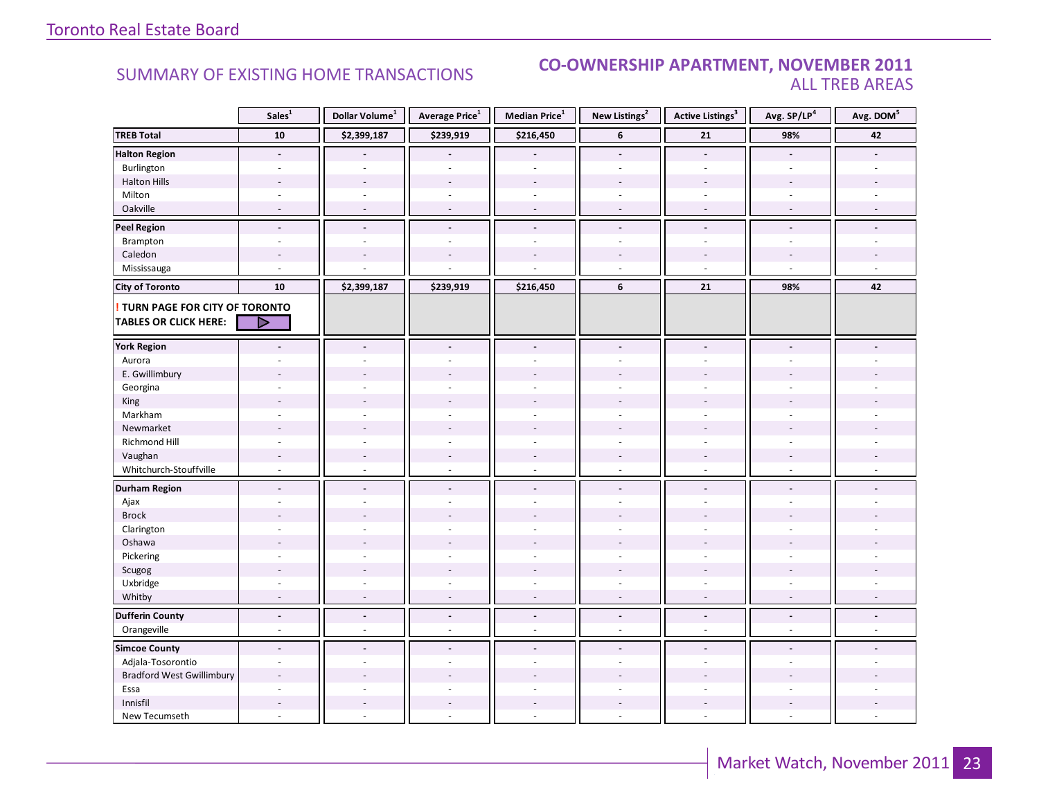## SUMMARY OF EXISTING HOME TRANSACTIONS

## CO-OWNERSHIP APARTMENT, NOVEMBER 2011
### ALL TREB AREAS

| | Sales[1] | Dollar Volume[1] | Average Price[1] | Median Price[1] | New Listings[2] | Active Listings[3] | Avg. SP/LP[4] | Avg. DOM[5] |
|---|---|---|---|---|---|---|---|---|
| **TREB Total** | **10** | **$2,399,187** | **$239,919** | **$216,450** | **6** | **21** | **98%** | **42** |
| **Halton Region** | **-** | **-** | **-** | **-** | **-** | **-** | **-** | **-** |
| Burlington | - | - | - | - | - | - | - | - |
| Halton Hills | - | - | - | - | - | - | - | - |
| Milton | - | - | - | - | - | - | - | - |
| Oakville | - | - | - | - | - | - | - | - |
| **Peel Region** | **-** | **-** | **-** | **-** | **-** | **-** | **-** | **-** |
| Brampton | - | - | - | - | - | - | - | - |
| Caledon | - | - | - | - | - | - | - | - |
| Mississauga | - | - | - | - | - | - | - | - |
| **City of Toronto** | **10** | **$2,399,187** | **$239,919** | **$216,450** | **6** | **21** | **98%** | **42** |
| **! TURN PAGE FOR CITY OF TORONTO TABLES OR CLICK HERE:** | | | | | | | | |
| **York Region** | **-** | **-** | **-** | **-** | **-** | **-** | **-** | **-** |
| Aurora | - | - | - | - | - | - | - | - |
| E. Gwillimbury | - | - | - | - | - | - | - | - |
| Georgina | - | - | - | - | - | - | - | - |
| King | - | - | - | - | - | - | - | - |
| Markham | - | - | - | - | - | - | - | - |
| Newmarket | - | - | - | - | - | - | - | - |
| Richmond Hill | - | - | - | - | - | - | - | - |
| Vaughan | - | - | - | - | - | - | - | - |
| Whitchurch-Stouffville | - | - | - | - | - | - | - | - |
| **Durham Region** | **-** | **-** | **-** | **-** | **-** | **-** | **-** | **-** |
| Ajax | - | - | - | - | - | - | - | - |
| Brock | - | - | - | - | - | - | - | - |
| Clarington | - | - | - | - | - | - | - | - |
| Oshawa | - | - | - | - | - | - | - | - |
| Pickering | - | - | - | - | - | - | - | - |
| Scugog | - | - | - | - | - | - | - | - |
| Uxbridge | - | - | - | - | - | - | - | - |
| Whitby | - | - | - | - | - | - | - | - |
| **Dufferin County** | **-** | **-** | **-** | **-** | **-** | **-** | **-** | **-** |
| Orangeville | - | - | - | - | - | - | - | - |
| **Simcoe County** | **-** | **-** | **-** | **-** | **-** | **-** | **-** | **-** |
| Adjala-Tosorontio | - | - | - | - | - | - | - | - |
| Bradford West Gwillimbury | - | - | - | - | - | - | - | - |
| Essa | - | - | - | - | - | - | - | - |
| Innisfil | - | - | - | - | - | - | - | - |
| New Tecumseth | - | - | - | - | - | - | - | - |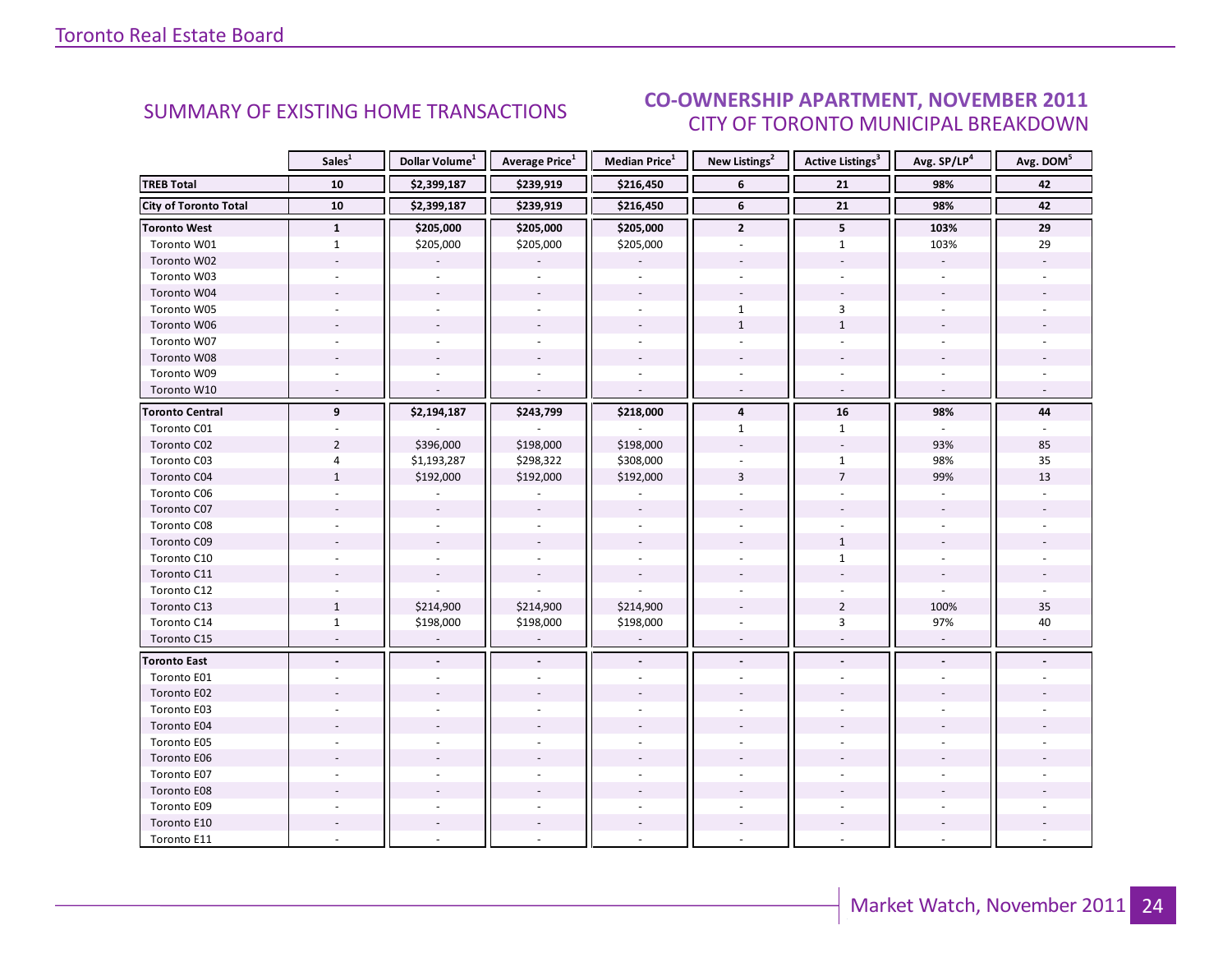## SUMMARY OF EXISTING HOME TRANSACTIONS

## CO-OWNERSHIP APARTMENT, NOVEMBER 2011
### CITY OF TORONTO MUNICIPAL BREAKDOWN

| | Sales[1] | Dollar Volume[1] | Average Price[1] | Median Price[1] | New Listings[2] | Active Listings[3] | Avg. SP/LP[4] | Avg. DOM[5] |
|---|---|---|---|---|---|---|---|---|
| **TREB Total** | **10** | **$2,399,187** | **$239,919** | **$216,450** | **6** | **21** | **98%** | **42** |
| **City of Toronto Total** | **10** | **$2,399,187** | **$239,919** | **$216,450** | **6** | **21** | **98%** | **42** |
| **Toronto West** | **1** | **$205,000** | **$205,000** | **$205,000** | **2** | **5** | **103%** | **29** |
| Toronto W01 | 1 | $205,000 | $205,000 | $205,000 | - | 1 | 103% | 29 |
| Toronto W02 | - | - | - | - | - | - | - | - |
| Toronto W03 | - | - | - | - | - | - | - | - |
| Toronto W04 | - | - | - | - | - | - | - | - |
| Toronto W05 | - | - | - | - | 1 | 3 | - | - |
| Toronto W06 | - | - | - | - | 1 | 1 | - | - |
| Toronto W07 | - | - | - | - | - | - | - | - |
| Toronto W08 | - | - | - | - | - | - | - | - |
| Toronto W09 | - | - | - | - | - | - | - | - |
| Toronto W10 | - | - | - | - | - | - | - | - |
| **Toronto Central** | **9** | **$2,194,187** | **$243,799** | **$218,000** | **4** | **16** | **98%** | **44** |
| Toronto C01 | - | - | - | - | 1 | 1 | - | - |
| Toronto C02 | 2 | $396,000 | $198,000 | $198,000 | - | - | 93% | 85 |
| Toronto C03 | 4 | $1,193,287 | $298,322 | $308,000 | - | 1 | 98% | 35 |
| Toronto C04 | 1 | $192,000 | $192,000 | $192,000 | 3 | 7 | 99% | 13 |
| Toronto C06 | - | - | - | - | - | - | - | - |
| Toronto C07 | - | - | - | - | - | - | - | - |
| Toronto C08 | - | - | - | - | - | - | - | - |
| Toronto C09 | - | - | - | - | - | 1 | - | - |
| Toronto C10 | - | - | - | - | - | 1 | - | - |
| Toronto C11 | - | - | - | - | - | - | - | - |
| Toronto C12 | - | - | - | - | - | - | - | - |
| Toronto C13 | 1 | $214,900 | $214,900 | $214,900 | - | 2 | 100% | 35 |
| Toronto C14 | 1 | $198,000 | $198,000 | $198,000 | - | 3 | 97% | 40 |
| Toronto C15 | - | - | - | - | - | - | - | - |
| **Toronto East** | **-** | **-** | **-** | **-** | **-** | **-** | **-** | **-** |
| Toronto E01 | - | - | - | - | - | - | - | - |
| Toronto E02 | - | - | - | - | - | - | - | - |
| Toronto E03 | - | - | - | - | - | - | - | - |
| Toronto E04 | - | - | - | - | - | - | - | - |
| Toronto E05 | - | - | - | - | - | - | - | - |
| Toronto E06 | - | - | - | - | - | - | - | - |
| Toronto E07 | - | - | - | - | - | - | - | - |
| Toronto E08 | - | - | - | - | - | - | - | - |
| Toronto E09 | - | - | - | - | - | - | - | - |
| Toronto E10 | - | - | - | - | - | - | - | - |
| Toronto E11 | - | - | - | - | - | - | - | - |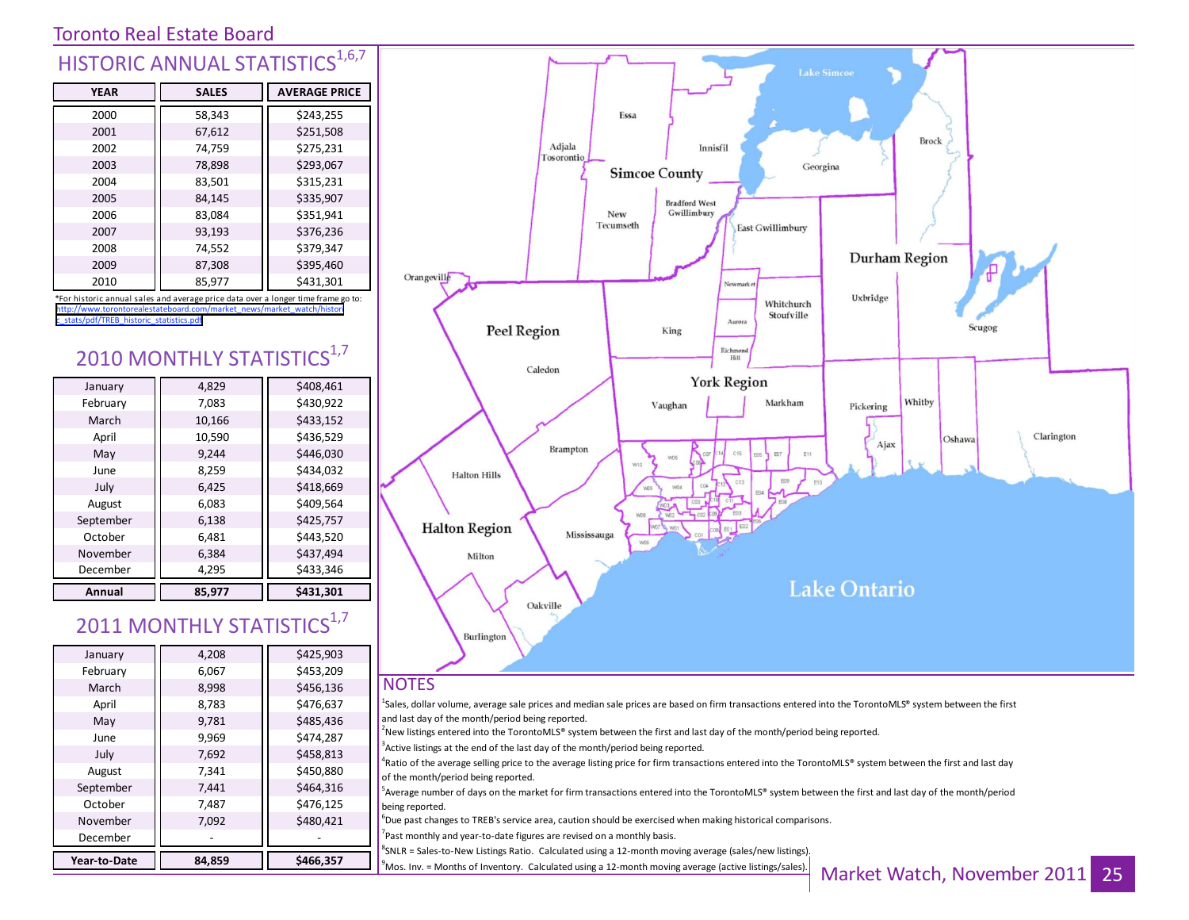Toronto Real Estate Board

## HISTORIC ANNUAL STATISTICS[1,6,7]

| YEAR | SALES | AVERAGE PRICE |
|---|---|---|
| 2000 | 58,343 | $243,255 |
| 2001 | 67,612 | $251,508 |
| 2002 | 74,759 | $275,231 |
| 2003 | 78,898 | $293,067 |
| 2004 | 83,501 | $315,231 |
| 2005 | 84,145 | $335,907 |
| 2006 | 83,084 | $351,941 |
| 2007 | 93,193 | $376,236 |
| 2008 | 74,552 | $379,347 |
| 2009 | 87,308 | $395,460 |
| 2010 | 85,977 | $431,301 |

*For historic annual sales and average price data over a longer time frame go to: http://www.torontorealestateboard.com/market_news/market_watch/historic_stats/pdf/TREB_historic_statistics.pdf

## 2010 MONTHLY STATISTICS[1,7]

| | | |
|---|---|---|
| January | 4,829 | $408,461 |
| February | 7,083 | $430,922 |
| March | 10,166 | $433,152 |
| April | 10,590 | $436,529 |
| May | 9,244 | $446,030 |
| June | 8,259 | $434,032 |
| July | 6,425 | $418,669 |
| August | 6,083 | $409,564 |
| September | 6,138 | $425,757 |
| October | 6,481 | $443,520 |
| November | 6,384 | $437,494 |
| December | 4,295 | $433,346 |
| **Annual** | **85,977** | **$431,301** |

## 2011 MONTHLY STATISTICS[1,7]

| | | |
|---|---|---|
| January | 4,208 | $425,903 |
| February | 6,067 | $453,209 |
| March | 8,998 | $456,136 |
| April | 8,783 | $476,637 |
| May | 9,781 | $485,436 |
| June | 9,969 | $474,287 |
| July | 7,692 | $458,813 |
| August | 7,341 | $450,880 |
| September | 7,441 | $464,316 |
| October | 7,487 | $476,125 |
| November | 7,092 | $480,421 |
| December | - | - |
| **Year-to-Date** | **84,859** | **$466,357** |

Lake Simcoe
Essa
Adjala Tosorontio
Innisfil
Simcoe County
Georgina
Brock
New Tecumseth
Bradford West Gwillimbury
East Gwillimbury
Durham Region
Orangeville
Newmarket
Whitchurch Stoufville
Uxbridge
Aurora
Peel Region
King
Scugog
Richmond Hill
Caledon
York Region
Vaughan
Markham
Pickering
Whitby
Ajax
Oshawa
Clarington
Brampton
Halton Hills
Halton Region
Mississauga
Milton
Lake Ontario
Oakville
Burlington

## NOTES

[1]Sales, dollar volume, average sale prices and median sale prices are based on firm transactions entered into the TorontoMLS® system between the first and last day of the month/period being reported.

[2]New listings entered into the TorontoMLS® system between the first and last day of the month/period being reported.

[3]Active listings at the end of the last day of the month/period being reported.

[4]Ratio of the average selling price to the average listing price for firm transactions entered into the TorontoMLS® system between the first and last day of the month/period being reported.

[5]Average number of days on the market for firm transactions entered into the TorontoMLS® system between the first and last day of the month/period being reported.

[6]Due past changes to TREB's service area, caution should be exercised when making historical comparisons.

[7]Past monthly and year-to-date figures are revised on a monthly basis.

[8]SNLR = Sales-to-New Listings Ratio. Calculated using a 12-month moving average (sales/new listings).

[9]Mos. Inv. = Months of Inventory. Calculated using a 12-month moving average (active listings/sales).